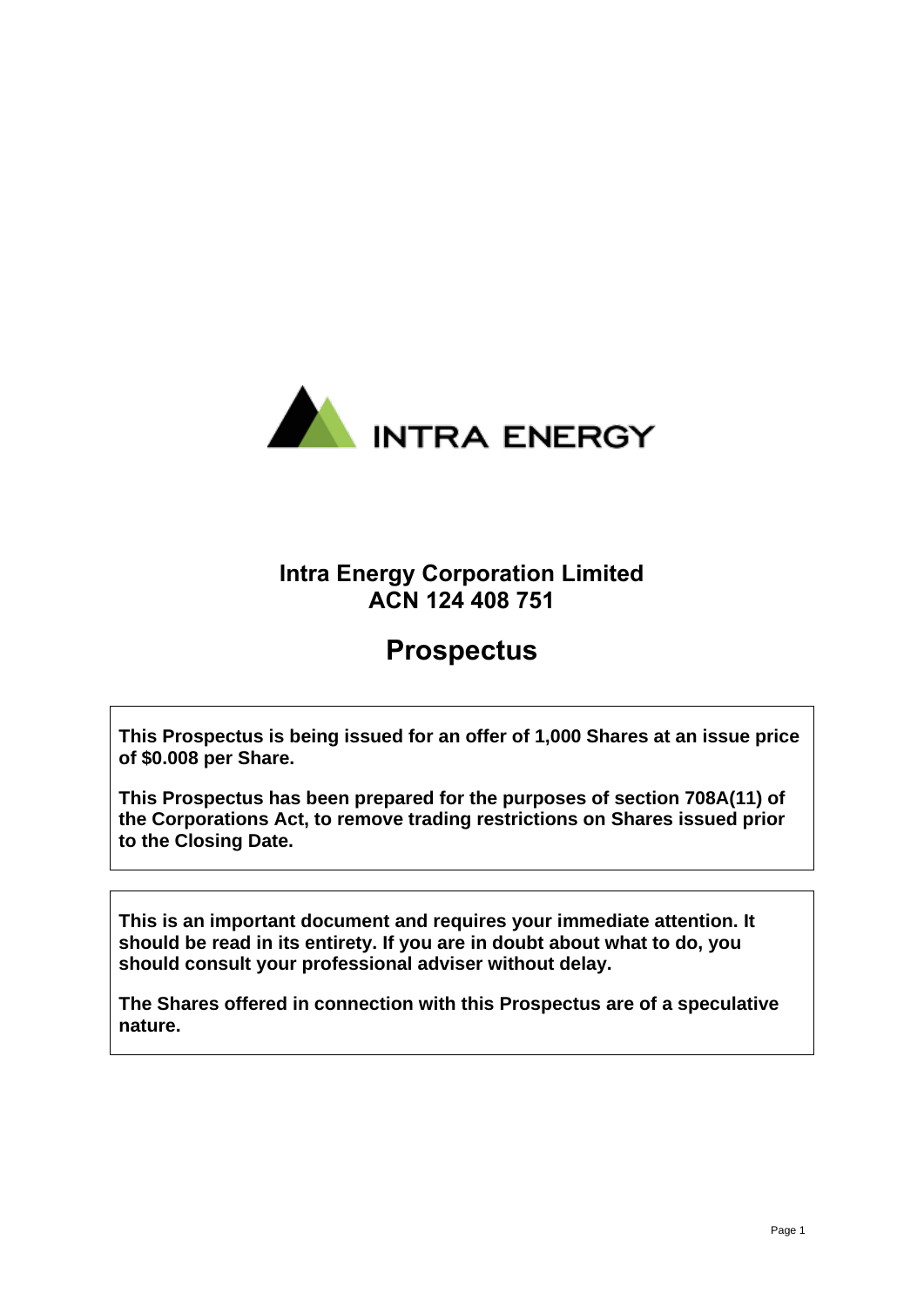INTRA ENERGY

# Intra Energy Corporation Limited
# ACN 124 408 751

# Prospectus

**This Prospectus is being issued for an offer of 1,000 Shares at an issue price of $0.008 per Share.**

**This Prospectus has been prepared for the purposes of section 708A(11) of the Corporations Act, to remove trading restrictions on Shares issued prior to the Closing Date.**

**This is an important document and requires your immediate attention. It should be read in its entirety. If you are in doubt about what to do, you should consult your professional adviser without delay.**

**The Shares offered in connection with this Prospectus are of a speculative nature.**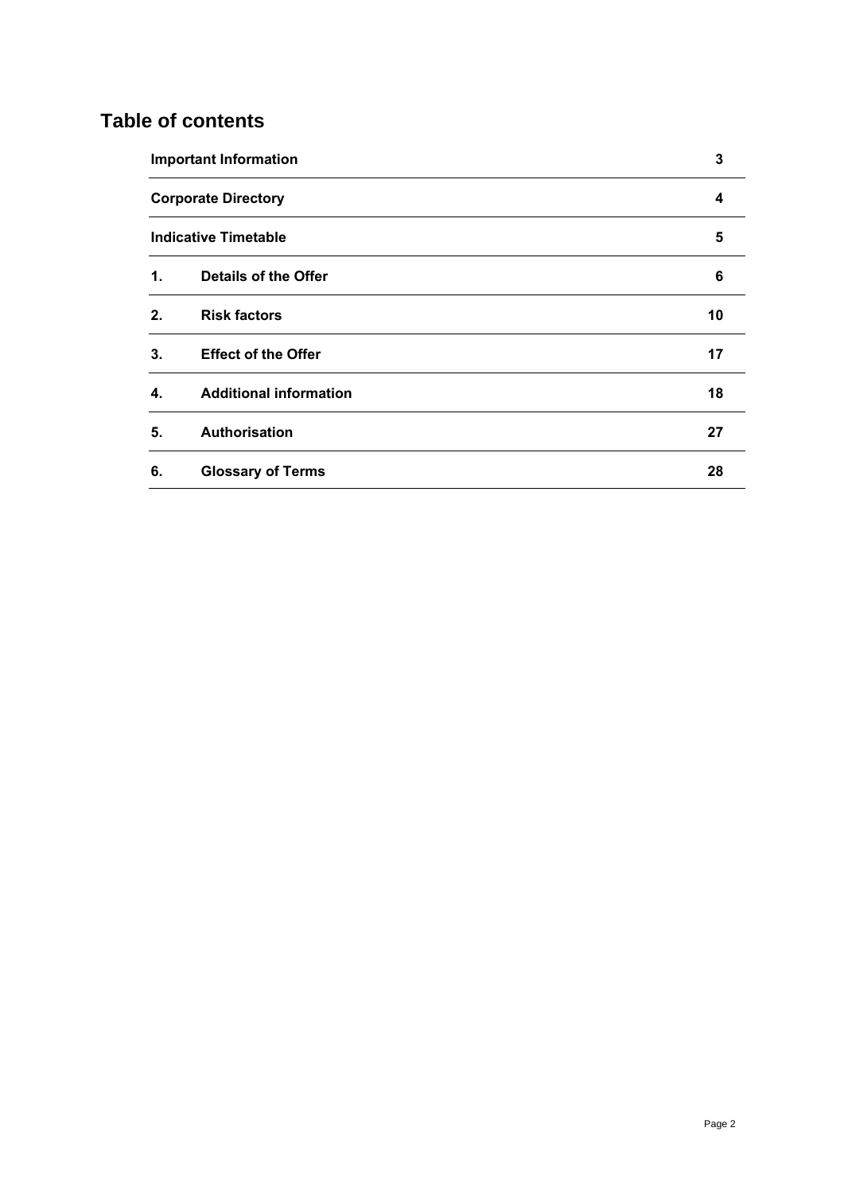# Table of contents

| | | |
|---|---|---|
| **Important Information** | | **3** |
| **Corporate Directory** | | **4** |
| **Indicative Timetable** | | **5** |
| **1.** | **Details of the Offer** | **6** |
| **2.** | **Risk factors** | **10** |
| **3.** | **Effect of the Offer** | **17** |
| **4.** | **Additional information** | **18** |
| **5.** | **Authorisation** | **27** |
| **6.** | **Glossary of Terms** | **28** |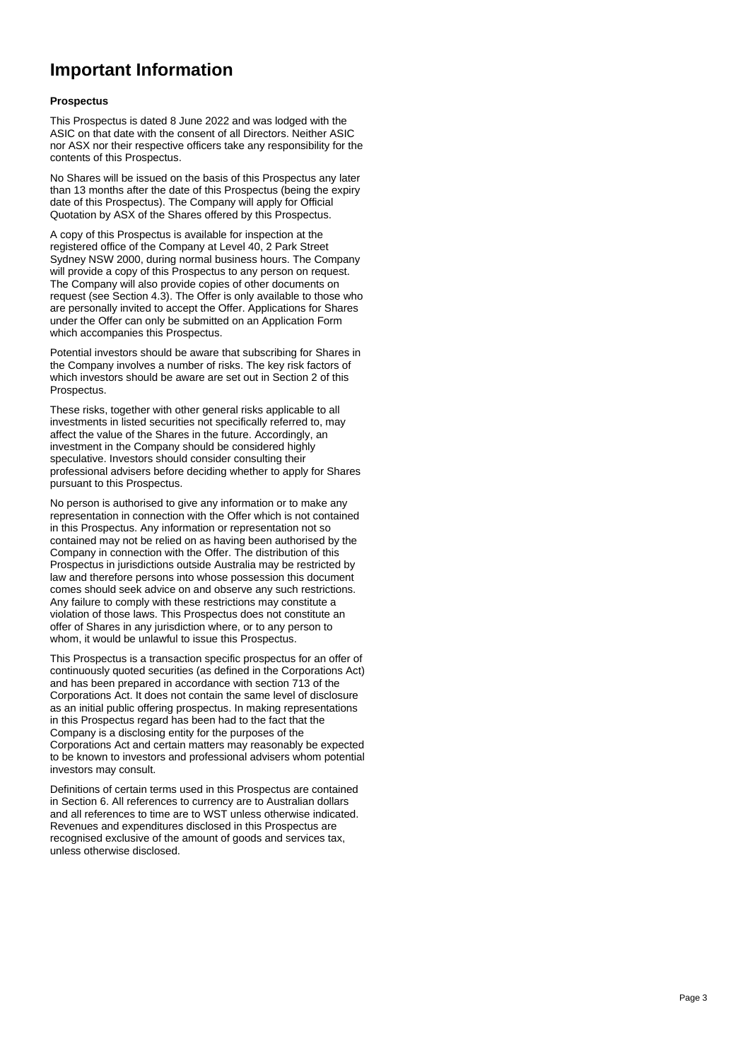# Important Information

**Prospectus**

This Prospectus is dated 8 June 2022 and was lodged with the ASIC on that date with the consent of all Directors. Neither ASIC nor ASX nor their respective officers take any responsibility for the contents of this Prospectus.

No Shares will be issued on the basis of this Prospectus any later than 13 months after the date of this Prospectus (being the expiry date of this Prospectus). The Company will apply for Official Quotation by ASX of the Shares offered by this Prospectus.

A copy of this Prospectus is available for inspection at the registered office of the Company at Level 40, 2 Park Street Sydney NSW 2000, during normal business hours. The Company will provide a copy of this Prospectus to any person on request. The Company will also provide copies of other documents on request (see Section 4.3). The Offer is only available to those who are personally invited to accept the Offer. Applications for Shares under the Offer can only be submitted on an Application Form which accompanies this Prospectus.

Potential investors should be aware that subscribing for Shares in the Company involves a number of risks. The key risk factors of which investors should be aware are set out in Section 2 of this Prospectus.

These risks, together with other general risks applicable to all investments in listed securities not specifically referred to, may affect the value of the Shares in the future. Accordingly, an investment in the Company should be considered highly speculative. Investors should consider consulting their professional advisers before deciding whether to apply for Shares pursuant to this Prospectus.

No person is authorised to give any information or to make any representation in connection with the Offer which is not contained in this Prospectus. Any information or representation not so contained may not be relied on as having been authorised by the Company in connection with the Offer. The distribution of this Prospectus in jurisdictions outside Australia may be restricted by law and therefore persons into whose possession this document comes should seek advice on and observe any such restrictions. Any failure to comply with these restrictions may constitute a violation of those laws. This Prospectus does not constitute an offer of Shares in any jurisdiction where, or to any person to whom, it would be unlawful to issue this Prospectus.

This Prospectus is a transaction specific prospectus for an offer of continuously quoted securities (as defined in the Corporations Act) and has been prepared in accordance with section 713 of the Corporations Act. It does not contain the same level of disclosure as an initial public offering prospectus. In making representations in this Prospectus regard has been had to the fact that the Company is a disclosing entity for the purposes of the Corporations Act and certain matters may reasonably be expected to be known to investors and professional advisers whom potential investors may consult.

Definitions of certain terms used in this Prospectus are contained in Section 6. All references to currency are to Australian dollars and all references to time are to WST unless otherwise indicated. Revenues and expenditures disclosed in this Prospectus are recognised exclusive of the amount of goods and services tax, unless otherwise disclosed.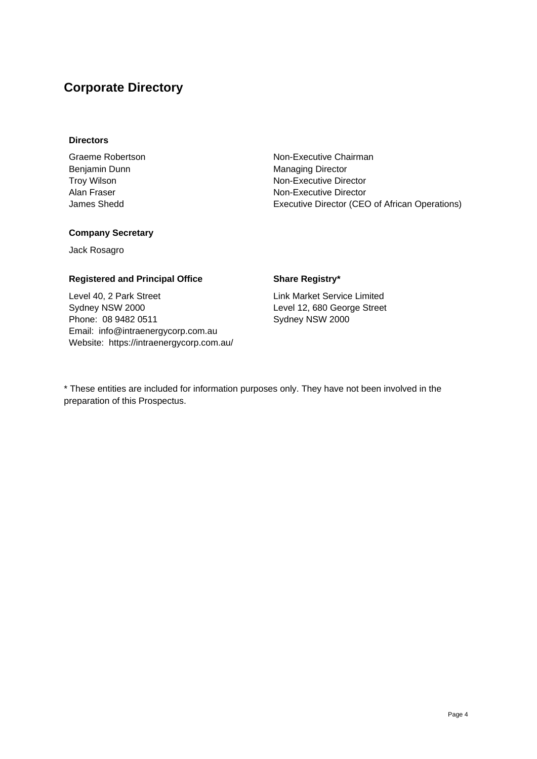# Corporate Directory

### Directors

| | |
|---|---|
| Graeme Robertson | Non-Executive Chairman |
| Benjamin Dunn | Managing Director |
| Troy Wilson | Non-Executive Director |
| Alan Fraser | Non-Executive Director |
| James Shedd | Executive Director (CEO of African Operations) |

### Company Secretary

Jack Rosagro

### Registered and Principal Office

Level 40, 2 Park Street
Sydney NSW 2000
Phone: 08 9482 0511
Email: info@intraenergycorp.com.au
Website: https://intraenergycorp.com.au/

### Share Registry*

Link Market Service Limited
Level 12, 680 George Street
Sydney NSW 2000

* These entities are included for information purposes only. They have not been involved in the preparation of this Prospectus.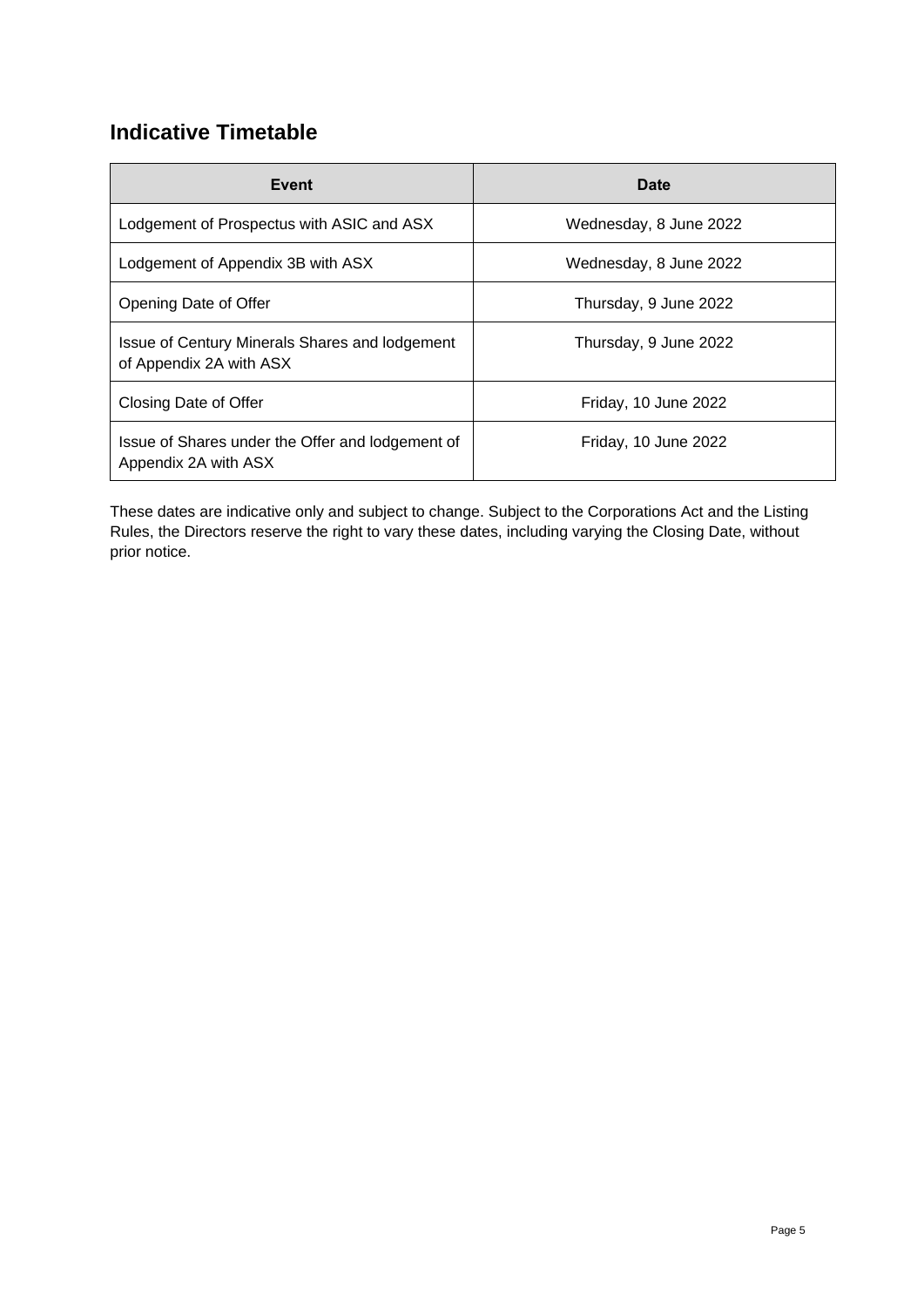## Indicative Timetable

| Event | Date |
|---|---|
| Lodgement of Prospectus with ASIC and ASX | Wednesday, 8 June 2022 |
| Lodgement of Appendix 3B with ASX | Wednesday, 8 June 2022 |
| Opening Date of Offer | Thursday, 9 June 2022 |
| Issue of Century Minerals Shares and lodgement of Appendix 2A with ASX | Thursday, 9 June 2022 |
| Closing Date of Offer | Friday, 10 June 2022 |
| Issue of Shares under the Offer and lodgement of Appendix 2A with ASX | Friday, 10 June 2022 |

These dates are indicative only and subject to change. Subject to the Corporations Act and the Listing Rules, the Directors reserve the right to vary these dates, including varying the Closing Date, without prior notice.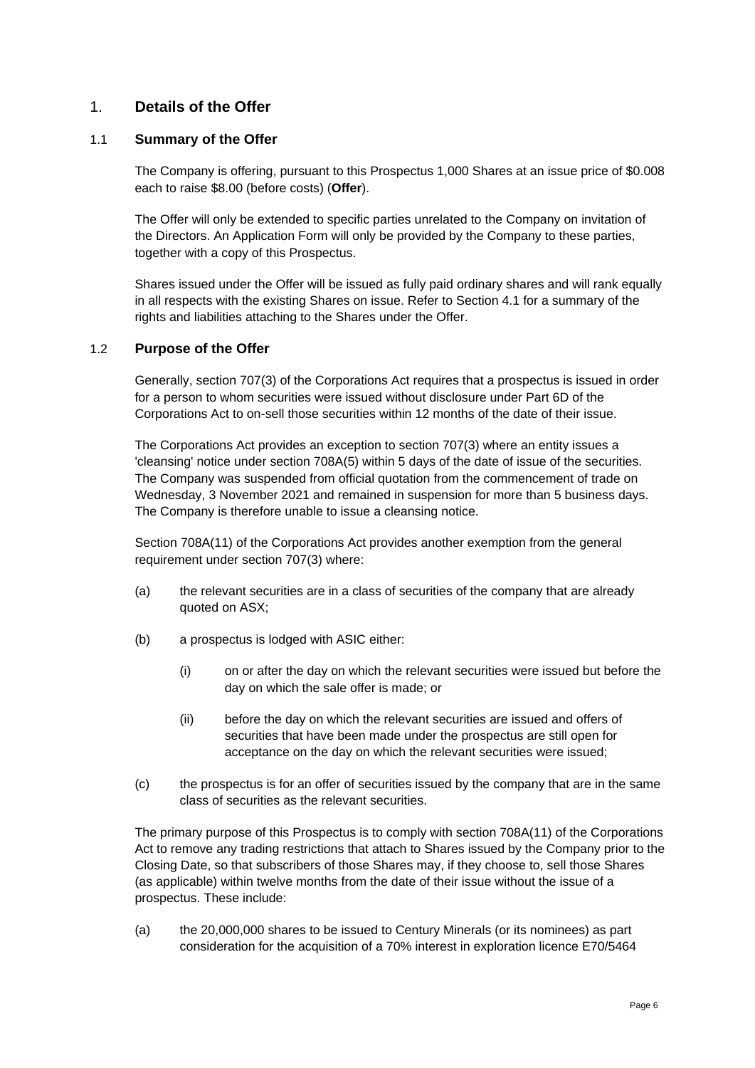# 1. Details of the Offer

## 1.1 Summary of the Offer

The Company is offering, pursuant to this Prospectus 1,000 Shares at an issue price of $0.008 each to raise $8.00 (before costs) (**Offer**).

The Offer will only be extended to specific parties unrelated to the Company on invitation of the Directors. An Application Form will only be provided by the Company to these parties, together with a copy of this Prospectus.

Shares issued under the Offer will be issued as fully paid ordinary shares and will rank equally in all respects with the existing Shares on issue. Refer to Section 4.1 for a summary of the rights and liabilities attaching to the Shares under the Offer.

## 1.2 Purpose of the Offer

Generally, section 707(3) of the Corporations Act requires that a prospectus is issued in order for a person to whom securities were issued without disclosure under Part 6D of the Corporations Act to on-sell those securities within 12 months of the date of their issue.

The Corporations Act provides an exception to section 707(3) where an entity issues a 'cleansing' notice under section 708A(5) within 5 days of the date of issue of the securities. The Company was suspended from official quotation from the commencement of trade on Wednesday, 3 November 2021 and remained in suspension for more than 5 business days. The Company is therefore unable to issue a cleansing notice.

Section 708A(11) of the Corporations Act provides another exemption from the general requirement under section 707(3) where:

(a) the relevant securities are in a class of securities of the company that are already quoted on ASX;

(b) a prospectus is lodged with ASIC either:

  (i) on or after the day on which the relevant securities were issued but before the day on which the sale offer is made; or

  (ii) before the day on which the relevant securities are issued and offers of securities that have been made under the prospectus are still open for acceptance on the day on which the relevant securities were issued;

(c) the prospectus is for an offer of securities issued by the company that are in the same class of securities as the relevant securities.

The primary purpose of this Prospectus is to comply with section 708A(11) of the Corporations Act to remove any trading restrictions that attach to Shares issued by the Company prior to the Closing Date, so that subscribers of those Shares may, if they choose to, sell those Shares (as applicable) within twelve months from the date of their issue without the issue of a prospectus. These include:

(a) the 20,000,000 shares to be issued to Century Minerals (or its nominees) as part consideration for the acquisition of a 70% interest in exploration licence E70/5464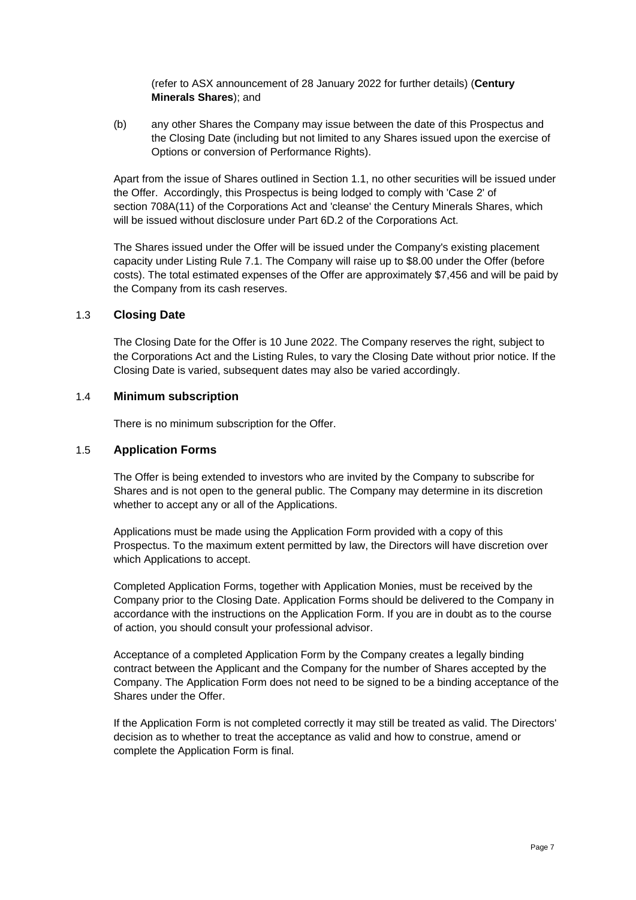(refer to ASX announcement of 28 January 2022 for further details) (**Century Minerals Shares**); and

(b) any other Shares the Company may issue between the date of this Prospectus and the Closing Date (including but not limited to any Shares issued upon the exercise of Options or conversion of Performance Rights).

Apart from the issue of Shares outlined in Section 1.1, no other securities will be issued under the Offer. Accordingly, this Prospectus is being lodged to comply with 'Case 2' of section 708A(11) of the Corporations Act and 'cleanse' the Century Minerals Shares, which will be issued without disclosure under Part 6D.2 of the Corporations Act.

The Shares issued under the Offer will be issued under the Company's existing placement capacity under Listing Rule 7.1. The Company will raise up to $8.00 under the Offer (before costs). The total estimated expenses of the Offer are approximately $7,456 and will be paid by the Company from its cash reserves.

## 1.3 Closing Date

The Closing Date for the Offer is 10 June 2022. The Company reserves the right, subject to the Corporations Act and the Listing Rules, to vary the Closing Date without prior notice. If the Closing Date is varied, subsequent dates may also be varied accordingly.

## 1.4 Minimum subscription

There is no minimum subscription for the Offer.

## 1.5 Application Forms

The Offer is being extended to investors who are invited by the Company to subscribe for Shares and is not open to the general public. The Company may determine in its discretion whether to accept any or all of the Applications.

Applications must be made using the Application Form provided with a copy of this Prospectus. To the maximum extent permitted by law, the Directors will have discretion over which Applications to accept.

Completed Application Forms, together with Application Monies, must be received by the Company prior to the Closing Date. Application Forms should be delivered to the Company in accordance with the instructions on the Application Form. If you are in doubt as to the course of action, you should consult your professional advisor.

Acceptance of a completed Application Form by the Company creates a legally binding contract between the Applicant and the Company for the number of Shares accepted by the Company. The Application Form does not need to be signed to be a binding acceptance of the Shares under the Offer.

If the Application Form is not completed correctly it may still be treated as valid. The Directors' decision as to whether to treat the acceptance as valid and how to construe, amend or complete the Application Form is final.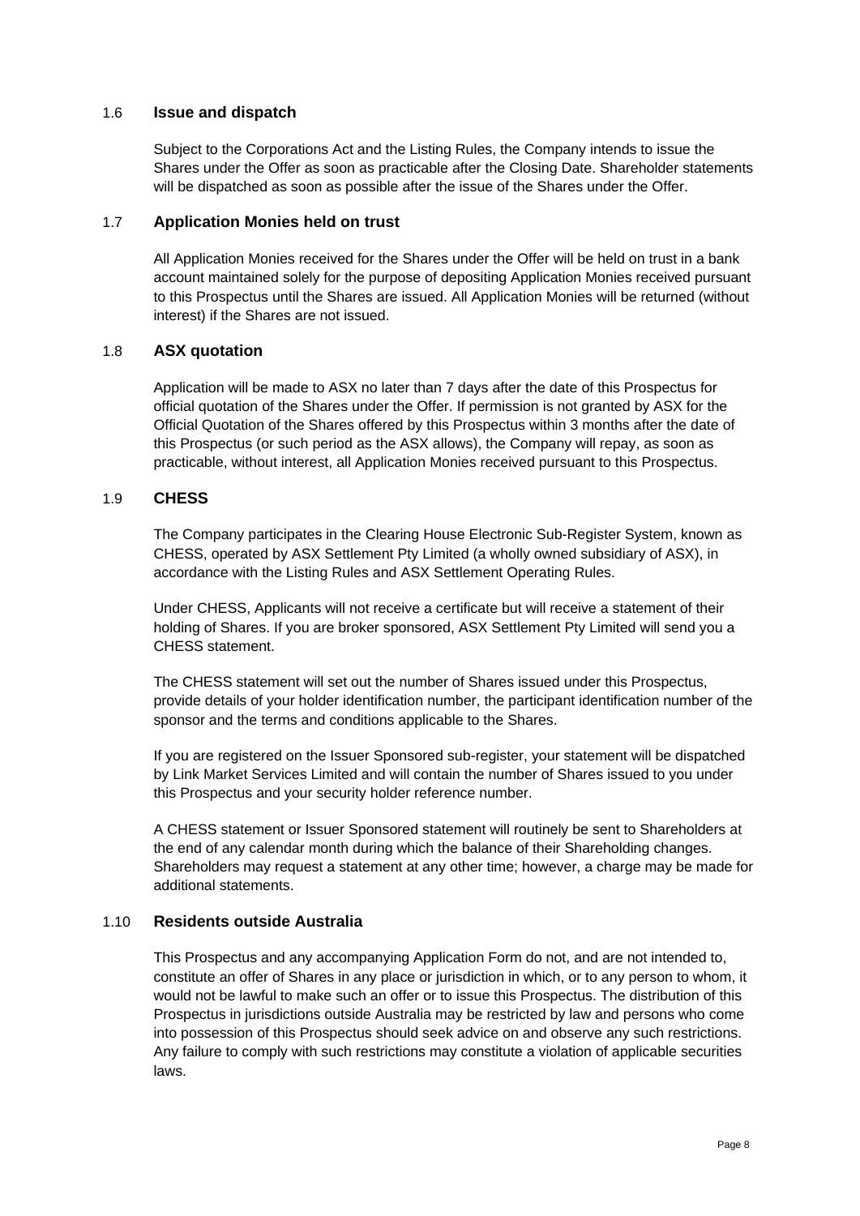## 1.6 Issue and dispatch

Subject to the Corporations Act and the Listing Rules, the Company intends to issue the Shares under the Offer as soon as practicable after the Closing Date. Shareholder statements will be dispatched as soon as possible after the issue of the Shares under the Offer.

## 1.7 Application Monies held on trust

All Application Monies received for the Shares under the Offer will be held on trust in a bank account maintained solely for the purpose of depositing Application Monies received pursuant to this Prospectus until the Shares are issued. All Application Monies will be returned (without interest) if the Shares are not issued.

## 1.8 ASX quotation

Application will be made to ASX no later than 7 days after the date of this Prospectus for official quotation of the Shares under the Offer. If permission is not granted by ASX for the Official Quotation of the Shares offered by this Prospectus within 3 months after the date of this Prospectus (or such period as the ASX allows), the Company will repay, as soon as practicable, without interest, all Application Monies received pursuant to this Prospectus.

## 1.9 CHESS

The Company participates in the Clearing House Electronic Sub-Register System, known as CHESS, operated by ASX Settlement Pty Limited (a wholly owned subsidiary of ASX), in accordance with the Listing Rules and ASX Settlement Operating Rules.

Under CHESS, Applicants will not receive a certificate but will receive a statement of their holding of Shares. If you are broker sponsored, ASX Settlement Pty Limited will send you a CHESS statement.

The CHESS statement will set out the number of Shares issued under this Prospectus, provide details of your holder identification number, the participant identification number of the sponsor and the terms and conditions applicable to the Shares.

If you are registered on the Issuer Sponsored sub-register, your statement will be dispatched by Link Market Services Limited and will contain the number of Shares issued to you under this Prospectus and your security holder reference number.

A CHESS statement or Issuer Sponsored statement will routinely be sent to Shareholders at the end of any calendar month during which the balance of their Shareholding changes. Shareholders may request a statement at any other time; however, a charge may be made for additional statements.

## 1.10 Residents outside Australia

This Prospectus and any accompanying Application Form do not, and are not intended to, constitute an offer of Shares in any place or jurisdiction in which, or to any person to whom, it would not be lawful to make such an offer or to issue this Prospectus. The distribution of this Prospectus in jurisdictions outside Australia may be restricted by law and persons who come into possession of this Prospectus should seek advice on and observe any such restrictions. Any failure to comply with such restrictions may constitute a violation of applicable securities laws.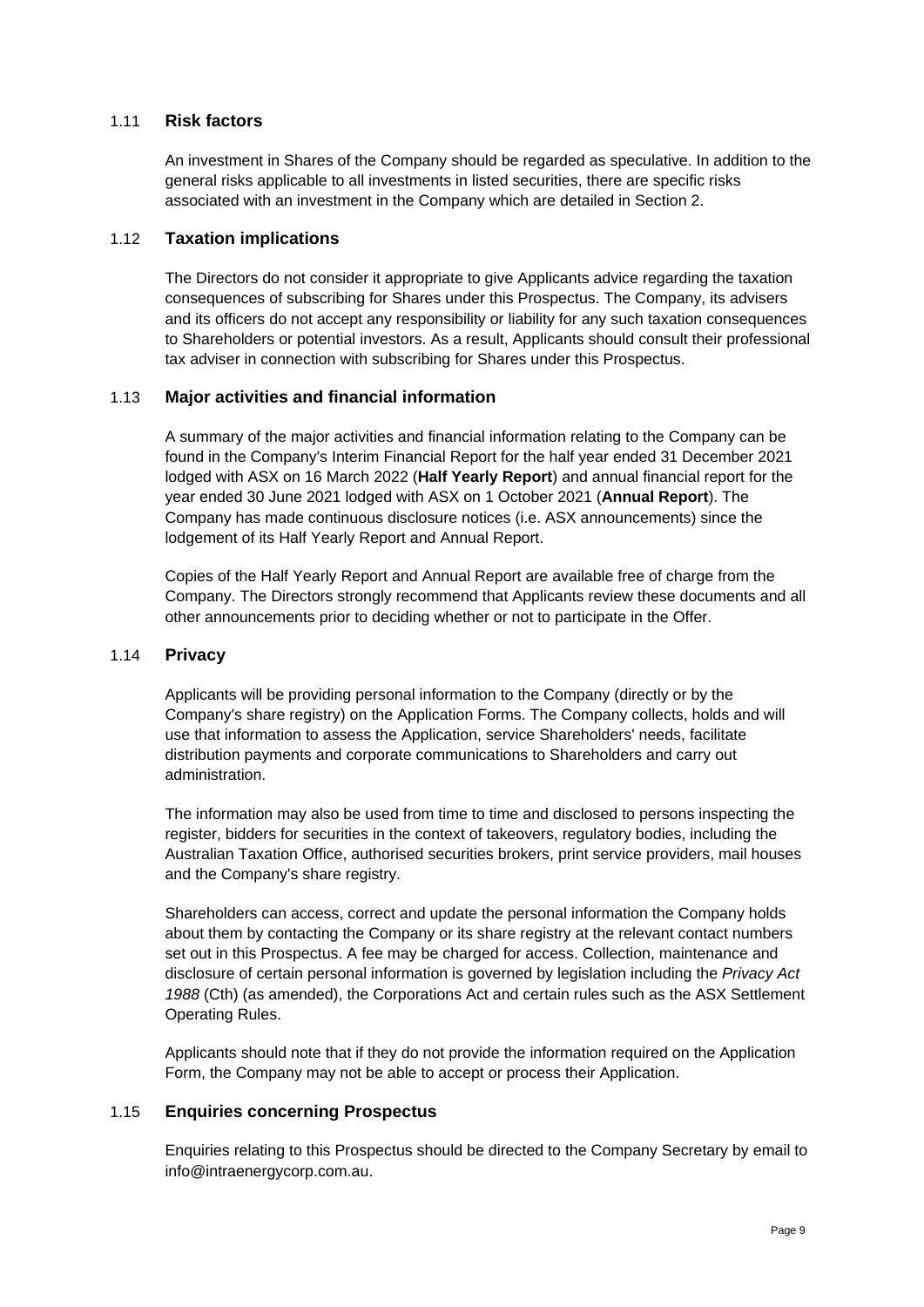## 1.11 Risk factors

An investment in Shares of the Company should be regarded as speculative. In addition to the general risks applicable to all investments in listed securities, there are specific risks associated with an investment in the Company which are detailed in Section 2.

## 1.12 Taxation implications

The Directors do not consider it appropriate to give Applicants advice regarding the taxation consequences of subscribing for Shares under this Prospectus. The Company, its advisers and its officers do not accept any responsibility or liability for any such taxation consequences to Shareholders or potential investors. As a result, Applicants should consult their professional tax adviser in connection with subscribing for Shares under this Prospectus.

## 1.13 Major activities and financial information

A summary of the major activities and financial information relating to the Company can be found in the Company's Interim Financial Report for the half year ended 31 December 2021 lodged with ASX on 16 March 2022 (**Half Yearly Report**) and annual financial report for the year ended 30 June 2021 lodged with ASX on 1 October 2021 (**Annual Report**). The Company has made continuous disclosure notices (i.e. ASX announcements) since the lodgement of its Half Yearly Report and Annual Report.

Copies of the Half Yearly Report and Annual Report are available free of charge from the Company. The Directors strongly recommend that Applicants review these documents and all other announcements prior to deciding whether or not to participate in the Offer.

## 1.14 Privacy

Applicants will be providing personal information to the Company (directly or by the Company's share registry) on the Application Forms. The Company collects, holds and will use that information to assess the Application, service Shareholders' needs, facilitate distribution payments and corporate communications to Shareholders and carry out administration.

The information may also be used from time to time and disclosed to persons inspecting the register, bidders for securities in the context of takeovers, regulatory bodies, including the Australian Taxation Office, authorised securities brokers, print service providers, mail houses and the Company's share registry.

Shareholders can access, correct and update the personal information the Company holds about them by contacting the Company or its share registry at the relevant contact numbers set out in this Prospectus. A fee may be charged for access. Collection, maintenance and disclosure of certain personal information is governed by legislation including the *Privacy Act 1988* (Cth) (as amended), the Corporations Act and certain rules such as the ASX Settlement Operating Rules.

Applicants should note that if they do not provide the information required on the Application Form, the Company may not be able to accept or process their Application.

## 1.15 Enquiries concerning Prospectus

Enquiries relating to this Prospectus should be directed to the Company Secretary by email to info@intraenergycorp.com.au.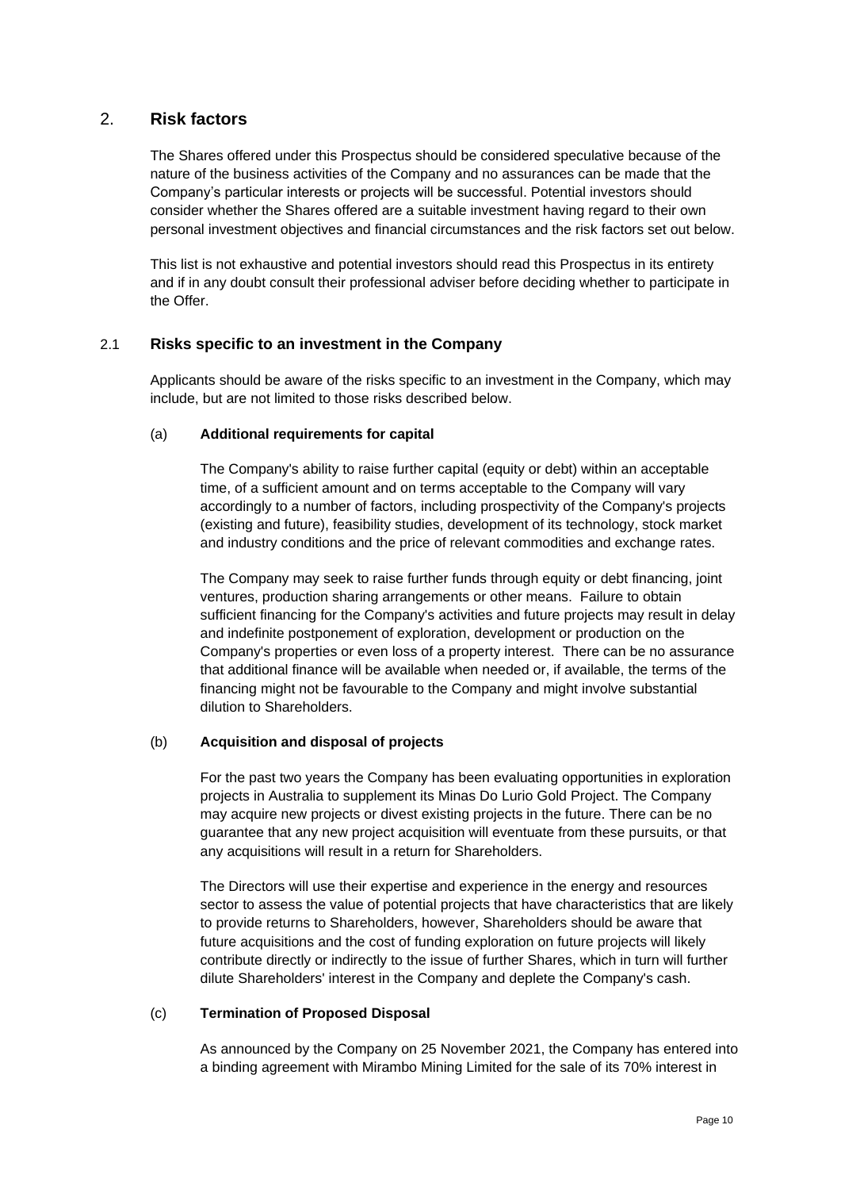## 2. Risk factors

The Shares offered under this Prospectus should be considered speculative because of the nature of the business activities of the Company and no assurances can be made that the Company's particular interests or projects will be successful. Potential investors should consider whether the Shares offered are a suitable investment having regard to their own personal investment objectives and financial circumstances and the risk factors set out below.

This list is not exhaustive and potential investors should read this Prospectus in its entirety and if in any doubt consult their professional adviser before deciding whether to participate in the Offer.

### 2.1 Risks specific to an investment in the Company

Applicants should be aware of the risks specific to an investment in the Company, which may include, but are not limited to those risks described below.

#### (a) Additional requirements for capital

The Company's ability to raise further capital (equity or debt) within an acceptable time, of a sufficient amount and on terms acceptable to the Company will vary accordingly to a number of factors, including prospectivity of the Company's projects (existing and future), feasibility studies, development of its technology, stock market and industry conditions and the price of relevant commodities and exchange rates.

The Company may seek to raise further funds through equity or debt financing, joint ventures, production sharing arrangements or other means. Failure to obtain sufficient financing for the Company's activities and future projects may result in delay and indefinite postponement of exploration, development or production on the Company's properties or even loss of a property interest. There can be no assurance that additional finance will be available when needed or, if available, the terms of the financing might not be favourable to the Company and might involve substantial dilution to Shareholders.

#### (b) Acquisition and disposal of projects

For the past two years the Company has been evaluating opportunities in exploration projects in Australia to supplement its Minas Do Lurio Gold Project. The Company may acquire new projects or divest existing projects in the future. There can be no guarantee that any new project acquisition will eventuate from these pursuits, or that any acquisitions will result in a return for Shareholders.

The Directors will use their expertise and experience in the energy and resources sector to assess the value of potential projects that have characteristics that are likely to provide returns to Shareholders, however, Shareholders should be aware that future acquisitions and the cost of funding exploration on future projects will likely contribute directly or indirectly to the issue of further Shares, which in turn will further dilute Shareholders' interest in the Company and deplete the Company's cash.

#### (c) Termination of Proposed Disposal

As announced by the Company on 25 November 2021, the Company has entered into a binding agreement with Mirambo Mining Limited for the sale of its 70% interest in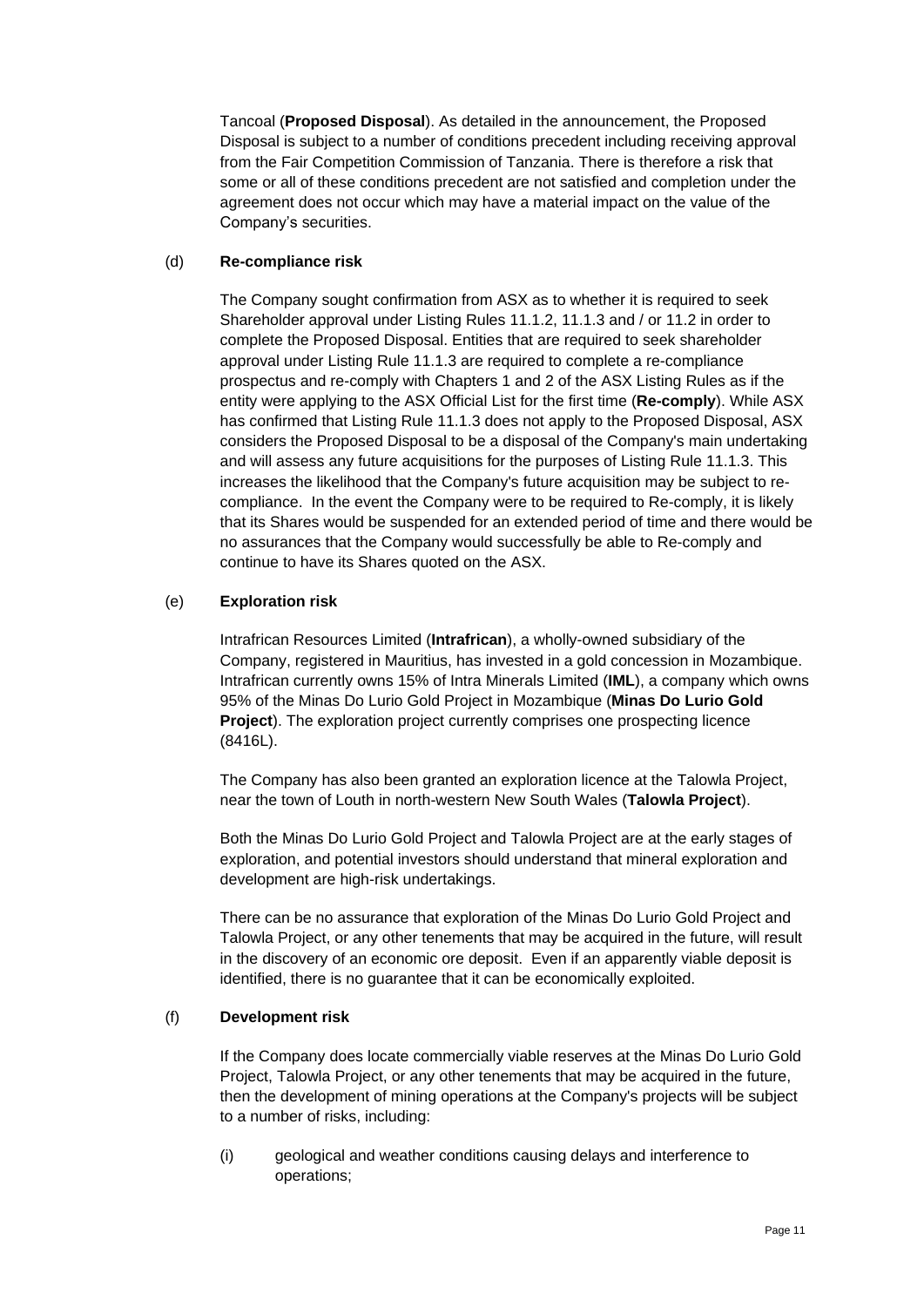Tancoal (**Proposed Disposal**). As detailed in the announcement, the Proposed Disposal is subject to a number of conditions precedent including receiving approval from the Fair Competition Commission of Tanzania. There is therefore a risk that some or all of these conditions precedent are not satisfied and completion under the agreement does not occur which may have a material impact on the value of the Company's securities.

(d) **Re-compliance risk**

The Company sought confirmation from ASX as to whether it is required to seek Shareholder approval under Listing Rules 11.1.2, 11.1.3 and / or 11.2 in order to complete the Proposed Disposal. Entities that are required to seek shareholder approval under Listing Rule 11.1.3 are required to complete a re-compliance prospectus and re-comply with Chapters 1 and 2 of the ASX Listing Rules as if the entity were applying to the ASX Official List for the first time (**Re-comply**). While ASX has confirmed that Listing Rule 11.1.3 does not apply to the Proposed Disposal, ASX considers the Proposed Disposal to be a disposal of the Company's main undertaking and will assess any future acquisitions for the purposes of Listing Rule 11.1.3. This increases the likelihood that the Company's future acquisition may be subject to re-compliance. In the event the Company were to be required to Re-comply, it is likely that its Shares would be suspended for an extended period of time and there would be no assurances that the Company would successfully be able to Re-comply and continue to have its Shares quoted on the ASX.

(e) **Exploration risk**

Intrafrican Resources Limited (**Intrafrican**), a wholly-owned subsidiary of the Company, registered in Mauritius, has invested in a gold concession in Mozambique. Intrafrican currently owns 15% of Intra Minerals Limited (**IML**), a company which owns 95% of the Minas Do Lurio Gold Project in Mozambique (**Minas Do Lurio Gold Project**). The exploration project currently comprises one prospecting licence (8416L).

The Company has also been granted an exploration licence at the Talowla Project, near the town of Louth in north-western New South Wales (**Talowla Project**).

Both the Minas Do Lurio Gold Project and Talowla Project are at the early stages of exploration, and potential investors should understand that mineral exploration and development are high-risk undertakings.

There can be no assurance that exploration of the Minas Do Lurio Gold Project and Talowla Project, or any other tenements that may be acquired in the future, will result in the discovery of an economic ore deposit. Even if an apparently viable deposit is identified, there is no guarantee that it can be economically exploited.

(f) **Development risk**

If the Company does locate commercially viable reserves at the Minas Do Lurio Gold Project, Talowla Project, or any other tenements that may be acquired in the future, then the development of mining operations at the Company's projects will be subject to a number of risks, including:

(i) geological and weather conditions causing delays and interference to operations;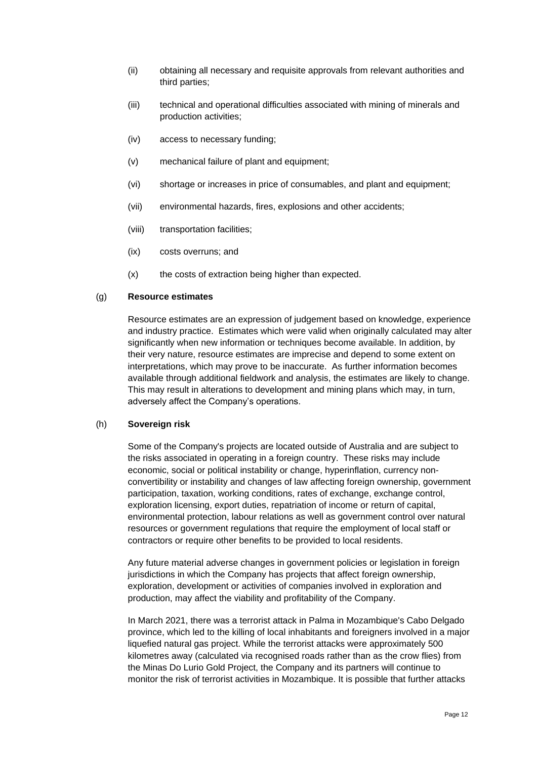(ii) obtaining all necessary and requisite approvals from relevant authorities and third parties;

(iii) technical and operational difficulties associated with mining of minerals and production activities;

(iv) access to necessary funding;

(v) mechanical failure of plant and equipment;

(vi) shortage or increases in price of consumables, and plant and equipment;

(vii) environmental hazards, fires, explosions and other accidents;

(viii) transportation facilities;

(ix) costs overruns; and

(x) the costs of extraction being higher than expected.

(g) **Resource estimates**

Resource estimates are an expression of judgement based on knowledge, experience and industry practice. Estimates which were valid when originally calculated may alter significantly when new information or techniques become available. In addition, by their very nature, resource estimates are imprecise and depend to some extent on interpretations, which may prove to be inaccurate. As further information becomes available through additional fieldwork and analysis, the estimates are likely to change. This may result in alterations to development and mining plans which may, in turn, adversely affect the Company's operations.

(h) **Sovereign risk**

Some of the Company's projects are located outside of Australia and are subject to the risks associated in operating in a foreign country. These risks may include economic, social or political instability or change, hyperinflation, currency non-convertibility or instability and changes of law affecting foreign ownership, government participation, taxation, working conditions, rates of exchange, exchange control, exploration licensing, export duties, repatriation of income or return of capital, environmental protection, labour relations as well as government control over natural resources or government regulations that require the employment of local staff or contractors or require other benefits to be provided to local residents.

Any future material adverse changes in government policies or legislation in foreign jurisdictions in which the Company has projects that affect foreign ownership, exploration, development or activities of companies involved in exploration and production, may affect the viability and profitability of the Company.

In March 2021, there was a terrorist attack in Palma in Mozambique's Cabo Delgado province, which led to the killing of local inhabitants and foreigners involved in a major liquefied natural gas project. While the terrorist attacks were approximately 500 kilometres away (calculated via recognised roads rather than as the crow flies) from the Minas Do Lurio Gold Project, the Company and its partners will continue to monitor the risk of terrorist activities in Mozambique. It is possible that further attacks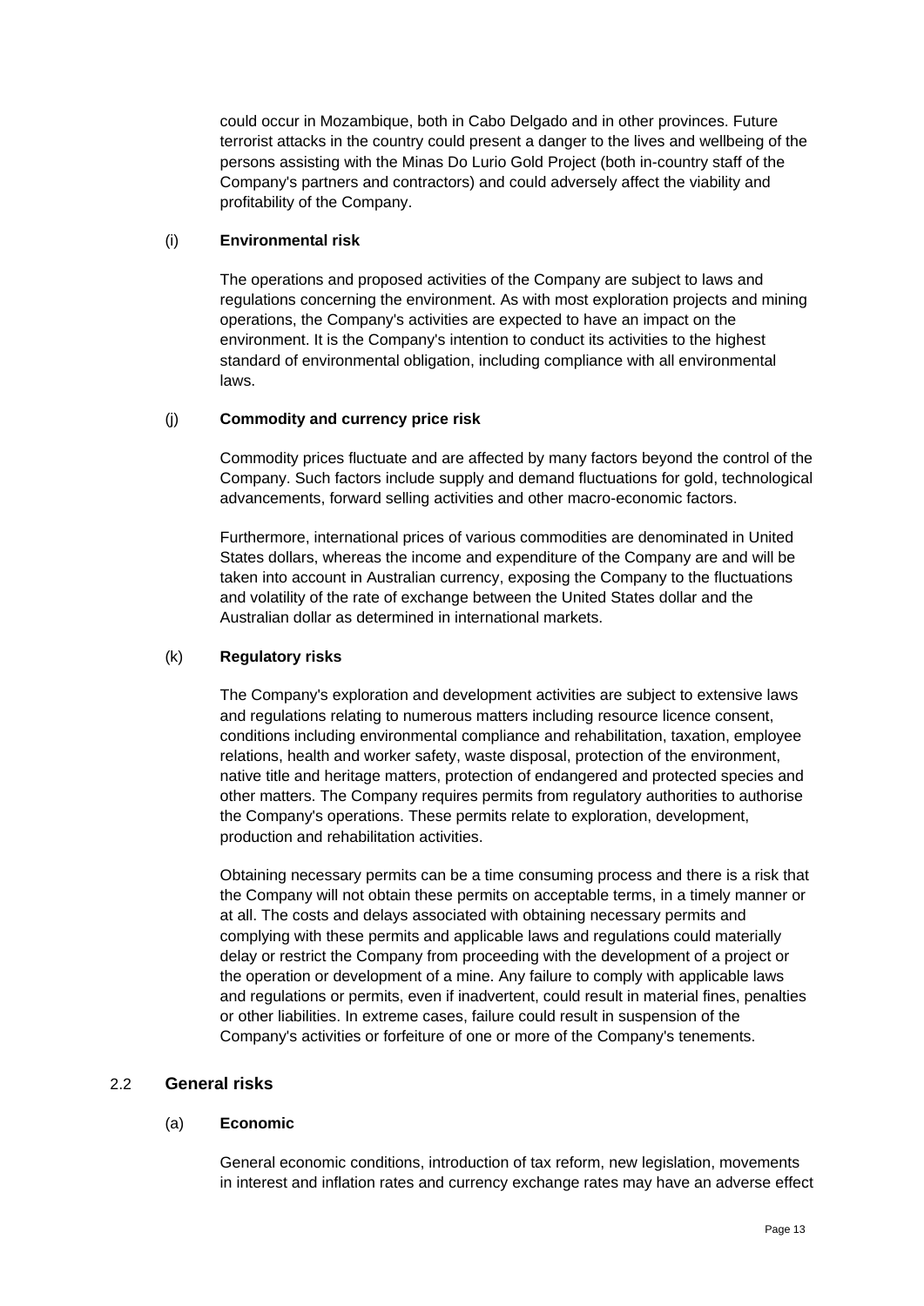could occur in Mozambique, both in Cabo Delgado and in other provinces. Future terrorist attacks in the country could present a danger to the lives and wellbeing of the persons assisting with the Minas Do Lurio Gold Project (both in-country staff of the Company's partners and contractors) and could adversely affect the viability and profitability of the Company.

(i) **Environmental risk**

The operations and proposed activities of the Company are subject to laws and regulations concerning the environment. As with most exploration projects and mining operations, the Company's activities are expected to have an impact on the environment. It is the Company's intention to conduct its activities to the highest standard of environmental obligation, including compliance with all environmental laws.

(j) **Commodity and currency price risk**

Commodity prices fluctuate and are affected by many factors beyond the control of the Company. Such factors include supply and demand fluctuations for gold, technological advancements, forward selling activities and other macro-economic factors.

Furthermore, international prices of various commodities are denominated in United States dollars, whereas the income and expenditure of the Company are and will be taken into account in Australian currency, exposing the Company to the fluctuations and volatility of the rate of exchange between the United States dollar and the Australian dollar as determined in international markets.

(k) **Regulatory risks**

The Company's exploration and development activities are subject to extensive laws and regulations relating to numerous matters including resource licence consent, conditions including environmental compliance and rehabilitation, taxation, employee relations, health and worker safety, waste disposal, protection of the environment, native title and heritage matters, protection of endangered and protected species and other matters. The Company requires permits from regulatory authorities to authorise the Company's operations. These permits relate to exploration, development, production and rehabilitation activities.

Obtaining necessary permits can be a time consuming process and there is a risk that the Company will not obtain these permits on acceptable terms, in a timely manner or at all. The costs and delays associated with obtaining necessary permits and complying with these permits and applicable laws and regulations could materially delay or restrict the Company from proceeding with the development of a project or the operation or development of a mine. Any failure to comply with applicable laws and regulations or permits, even if inadvertent, could result in material fines, penalties or other liabilities. In extreme cases, failure could result in suspension of the Company's activities or forfeiture of one or more of the Company's tenements.

## 2.2 General risks

(a) **Economic**

General economic conditions, introduction of tax reform, new legislation, movements in interest and inflation rates and currency exchange rates may have an adverse effect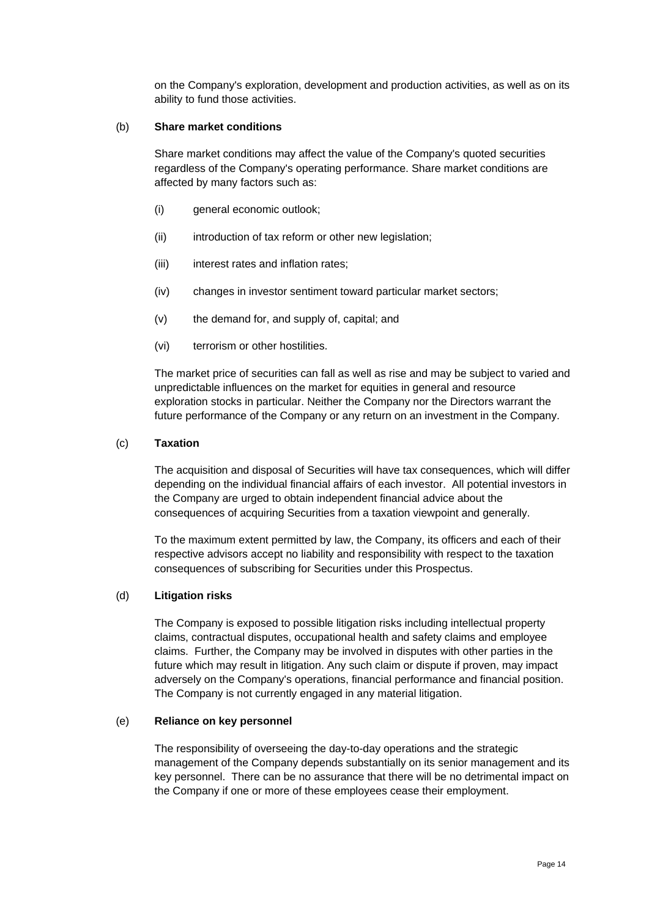on the Company's exploration, development and production activities, as well as on its ability to fund those activities.

(b) **Share market conditions**

Share market conditions may affect the value of the Company's quoted securities regardless of the Company's operating performance. Share market conditions are affected by many factors such as:

(i) general economic outlook;

(ii) introduction of tax reform or other new legislation;

(iii) interest rates and inflation rates;

(iv) changes in investor sentiment toward particular market sectors;

(v) the demand for, and supply of, capital; and

(vi) terrorism or other hostilities.

The market price of securities can fall as well as rise and may be subject to varied and unpredictable influences on the market for equities in general and resource exploration stocks in particular. Neither the Company nor the Directors warrant the future performance of the Company or any return on an investment in the Company.

(c) **Taxation**

The acquisition and disposal of Securities will have tax consequences, which will differ depending on the individual financial affairs of each investor. All potential investors in the Company are urged to obtain independent financial advice about the consequences of acquiring Securities from a taxation viewpoint and generally.

To the maximum extent permitted by law, the Company, its officers and each of their respective advisors accept no liability and responsibility with respect to the taxation consequences of subscribing for Securities under this Prospectus.

(d) **Litigation risks**

The Company is exposed to possible litigation risks including intellectual property claims, contractual disputes, occupational health and safety claims and employee claims. Further, the Company may be involved in disputes with other parties in the future which may result in litigation. Any such claim or dispute if proven, may impact adversely on the Company's operations, financial performance and financial position. The Company is not currently engaged in any material litigation.

(e) **Reliance on key personnel**

The responsibility of overseeing the day-to-day operations and the strategic management of the Company depends substantially on its senior management and its key personnel. There can be no assurance that there will be no detrimental impact on the Company if one or more of these employees cease their employment.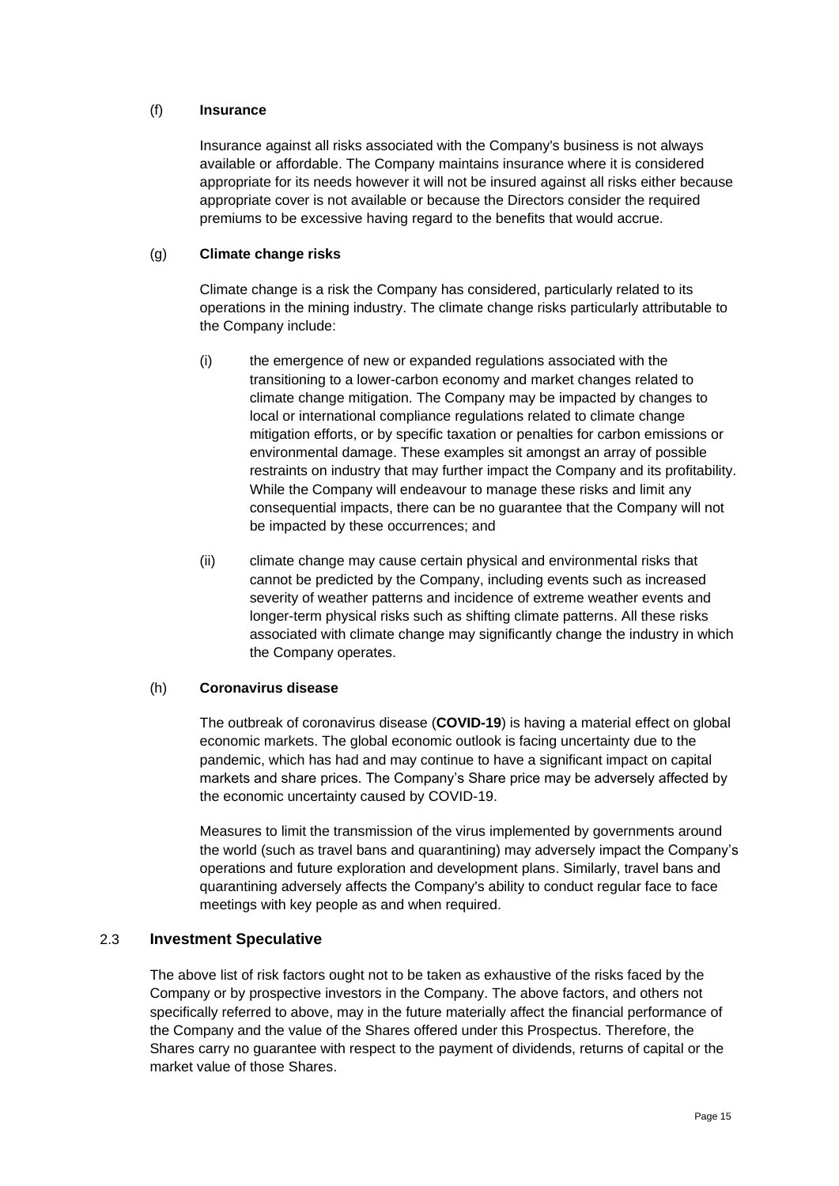(f) **Insurance**

Insurance against all risks associated with the Company's business is not always available or affordable. The Company maintains insurance where it is considered appropriate for its needs however it will not be insured against all risks either because appropriate cover is not available or because the Directors consider the required premiums to be excessive having regard to the benefits that would accrue.

(g) **Climate change risks**

Climate change is a risk the Company has considered, particularly related to its operations in the mining industry. The climate change risks particularly attributable to the Company include:

(i) the emergence of new or expanded regulations associated with the transitioning to a lower-carbon economy and market changes related to climate change mitigation. The Company may be impacted by changes to local or international compliance regulations related to climate change mitigation efforts, or by specific taxation or penalties for carbon emissions or environmental damage. These examples sit amongst an array of possible restraints on industry that may further impact the Company and its profitability. While the Company will endeavour to manage these risks and limit any consequential impacts, there can be no guarantee that the Company will not be impacted by these occurrences; and

(ii) climate change may cause certain physical and environmental risks that cannot be predicted by the Company, including events such as increased severity of weather patterns and incidence of extreme weather events and longer-term physical risks such as shifting climate patterns. All these risks associated with climate change may significantly change the industry in which the Company operates.

(h) **Coronavirus disease**

The outbreak of coronavirus disease (**COVID-19**) is having a material effect on global economic markets. The global economic outlook is facing uncertainty due to the pandemic, which has had and may continue to have a significant impact on capital markets and share prices. The Company's Share price may be adversely affected by the economic uncertainty caused by COVID-19.

Measures to limit the transmission of the virus implemented by governments around the world (such as travel bans and quarantining) may adversely impact the Company's operations and future exploration and development plans. Similarly, travel bans and quarantining adversely affects the Company's ability to conduct regular face to face meetings with key people as and when required.

## 2.3 Investment Speculative

The above list of risk factors ought not to be taken as exhaustive of the risks faced by the Company or by prospective investors in the Company. The above factors, and others not specifically referred to above, may in the future materially affect the financial performance of the Company and the value of the Shares offered under this Prospectus. Therefore, the Shares carry no guarantee with respect to the payment of dividends, returns of capital or the market value of those Shares.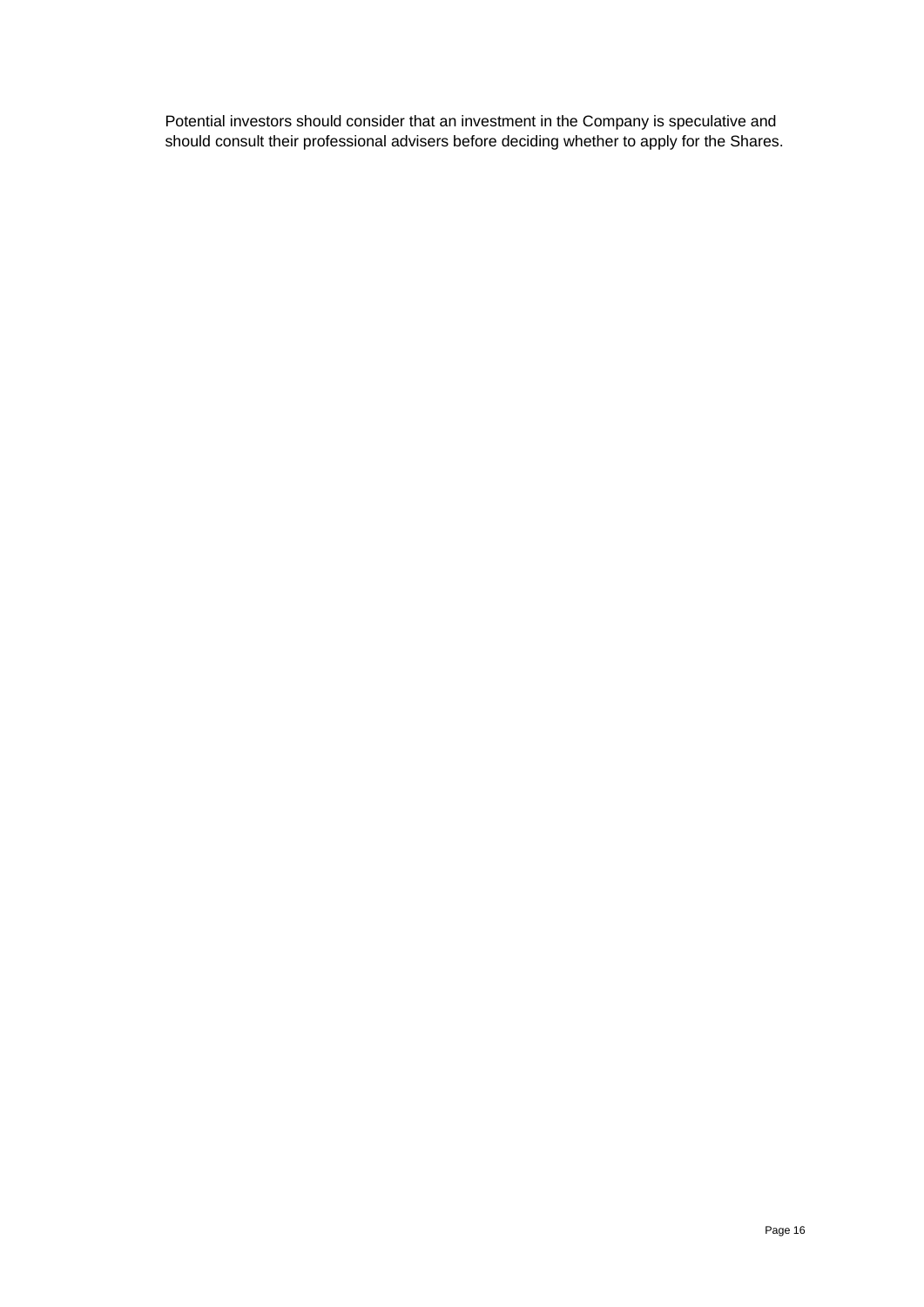Potential investors should consider that an investment in the Company is speculative and should consult their professional advisers before deciding whether to apply for the Shares.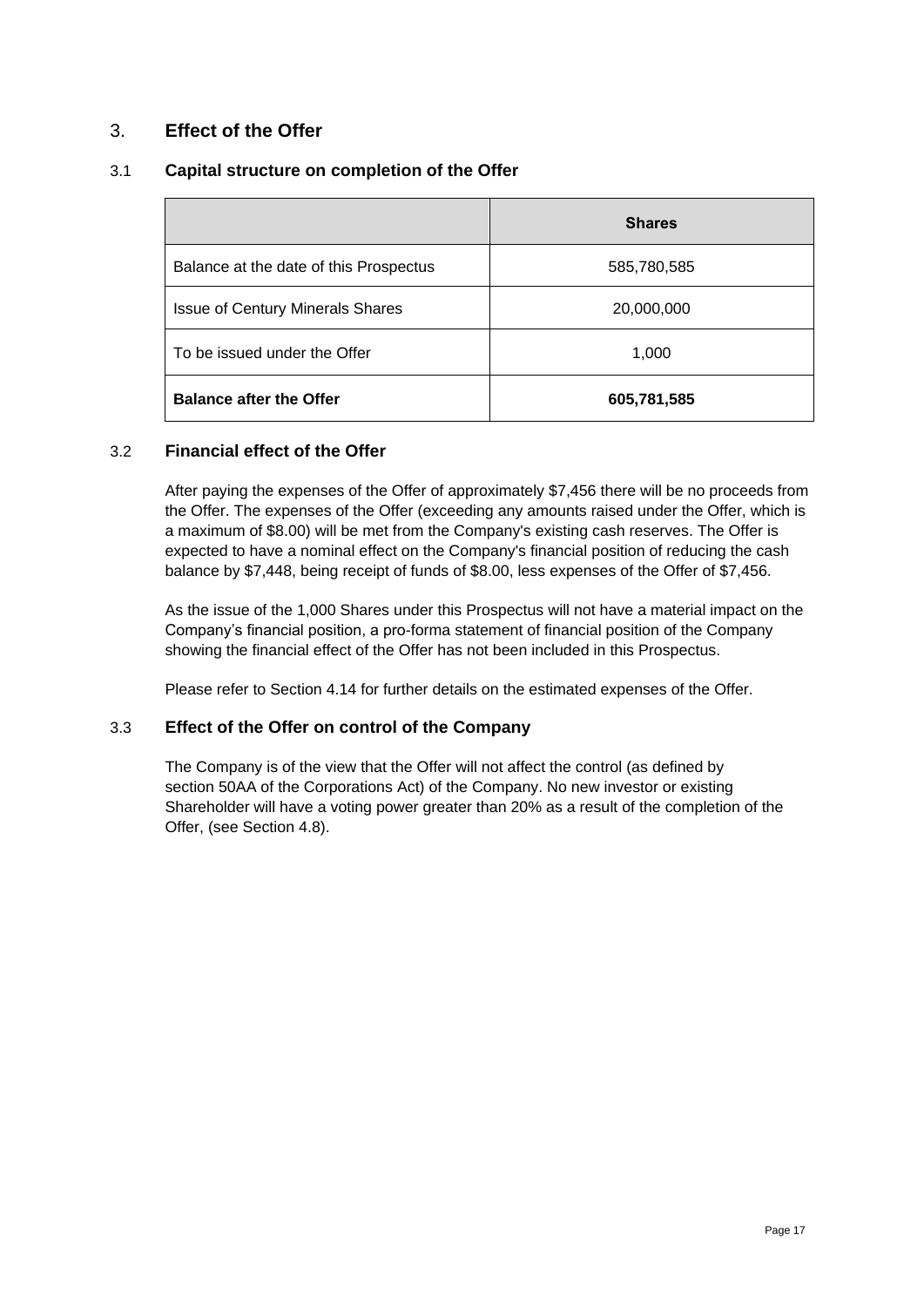# 3. Effect of the Offer

## 3.1 Capital structure on completion of the Offer

| | Shares |
|---|---|
| Balance at the date of this Prospectus | 585,780,585 |
| Issue of Century Minerals Shares | 20,000,000 |
| To be issued under the Offer | 1,000 |
| **Balance after the Offer** | **605,781,585** |

## 3.2 Financial effect of the Offer

After paying the expenses of the Offer of approximately $7,456 there will be no proceeds from the Offer. The expenses of the Offer (exceeding any amounts raised under the Offer, which is a maximum of $8.00) will be met from the Company's existing cash reserves. The Offer is expected to have a nominal effect on the Company's financial position of reducing the cash balance by $7,448, being receipt of funds of $8.00, less expenses of the Offer of $7,456.

As the issue of the 1,000 Shares under this Prospectus will not have a material impact on the Company's financial position, a pro-forma statement of financial position of the Company showing the financial effect of the Offer has not been included in this Prospectus.

Please refer to Section 4.14 for further details on the estimated expenses of the Offer.

## 3.3 Effect of the Offer on control of the Company

The Company is of the view that the Offer will not affect the control (as defined by section 50AA of the Corporations Act) of the Company. No new investor or existing Shareholder will have a voting power greater than 20% as a result of the completion of the Offer, (see Section 4.8).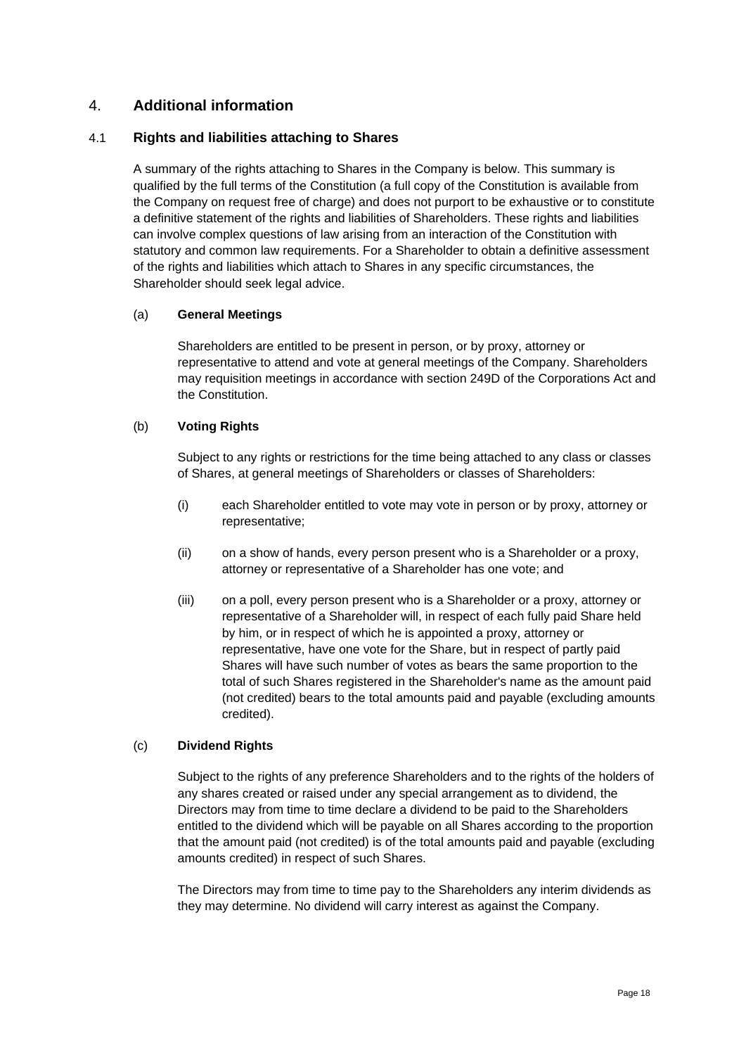# 4. Additional information

## 4.1 Rights and liabilities attaching to Shares

A summary of the rights attaching to Shares in the Company is below. This summary is qualified by the full terms of the Constitution (a full copy of the Constitution is available from the Company on request free of charge) and does not purport to be exhaustive or to constitute a definitive statement of the rights and liabilities of Shareholders. These rights and liabilities can involve complex questions of law arising from an interaction of the Constitution with statutory and common law requirements. For a Shareholder to obtain a definitive assessment of the rights and liabilities which attach to Shares in any specific circumstances, the Shareholder should seek legal advice.

### (a) General Meetings

Shareholders are entitled to be present in person, or by proxy, attorney or representative to attend and vote at general meetings of the Company. Shareholders may requisition meetings in accordance with section 249D of the Corporations Act and the Constitution.

### (b) Voting Rights

Subject to any rights or restrictions for the time being attached to any class or classes of Shares, at general meetings of Shareholders or classes of Shareholders:

(i) each Shareholder entitled to vote may vote in person or by proxy, attorney or representative;

(ii) on a show of hands, every person present who is a Shareholder or a proxy, attorney or representative of a Shareholder has one vote; and

(iii) on a poll, every person present who is a Shareholder or a proxy, attorney or representative of a Shareholder will, in respect of each fully paid Share held by him, or in respect of which he is appointed a proxy, attorney or representative, have one vote for the Share, but in respect of partly paid Shares will have such number of votes as bears the same proportion to the total of such Shares registered in the Shareholder's name as the amount paid (not credited) bears to the total amounts paid and payable (excluding amounts credited).

### (c) Dividend Rights

Subject to the rights of any preference Shareholders and to the rights of the holders of any shares created or raised under any special arrangement as to dividend, the Directors may from time to time declare a dividend to be paid to the Shareholders entitled to the dividend which will be payable on all Shares according to the proportion that the amount paid (not credited) is of the total amounts paid and payable (excluding amounts credited) in respect of such Shares.

The Directors may from time to time pay to the Shareholders any interim dividends as they may determine. No dividend will carry interest as against the Company.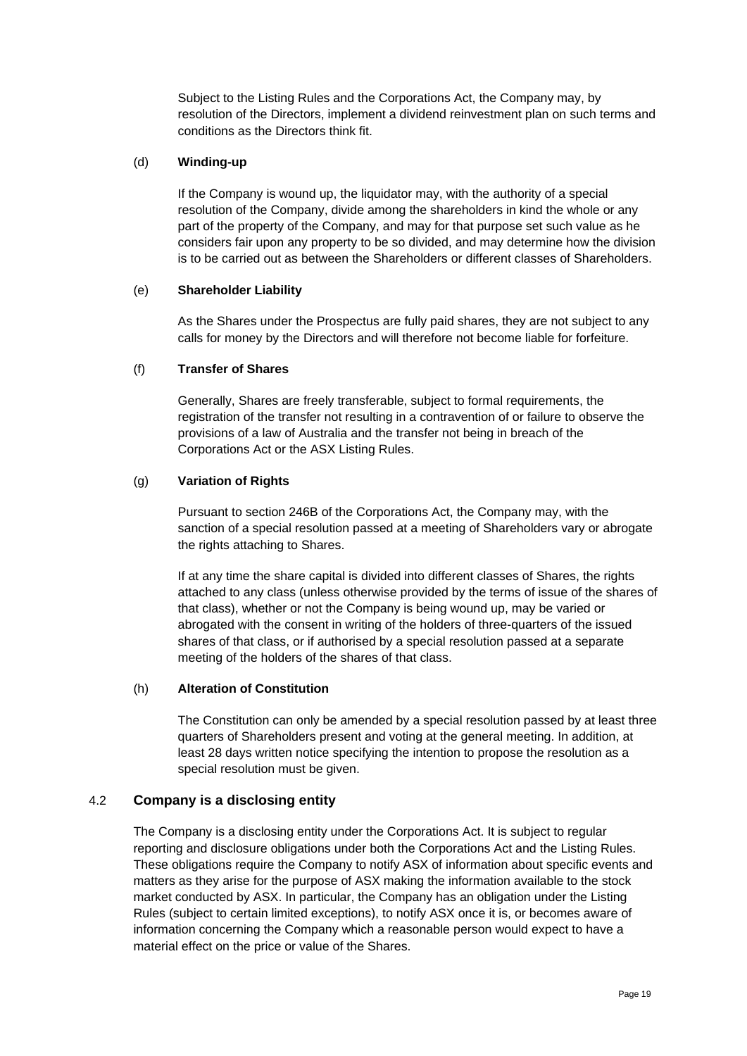Subject to the Listing Rules and the Corporations Act, the Company may, by resolution of the Directors, implement a dividend reinvestment plan on such terms and conditions as the Directors think fit.

(d) **Winding-up**

If the Company is wound up, the liquidator may, with the authority of a special resolution of the Company, divide among the shareholders in kind the whole or any part of the property of the Company, and may for that purpose set such value as he considers fair upon any property to be so divided, and may determine how the division is to be carried out as between the Shareholders or different classes of Shareholders.

(e) **Shareholder Liability**

As the Shares under the Prospectus are fully paid shares, they are not subject to any calls for money by the Directors and will therefore not become liable for forfeiture.

(f) **Transfer of Shares**

Generally, Shares are freely transferable, subject to formal requirements, the registration of the transfer not resulting in a contravention of or failure to observe the provisions of a law of Australia and the transfer not being in breach of the Corporations Act or the ASX Listing Rules.

(g) **Variation of Rights**

Pursuant to section 246B of the Corporations Act, the Company may, with the sanction of a special resolution passed at a meeting of Shareholders vary or abrogate the rights attaching to Shares.

If at any time the share capital is divided into different classes of Shares, the rights attached to any class (unless otherwise provided by the terms of issue of the shares of that class), whether or not the Company is being wound up, may be varied or abrogated with the consent in writing of the holders of three-quarters of the issued shares of that class, or if authorised by a special resolution passed at a separate meeting of the holders of the shares of that class.

(h) **Alteration of Constitution**

The Constitution can only be amended by a special resolution passed by at least three quarters of Shareholders present and voting at the general meeting. In addition, at least 28 days written notice specifying the intention to propose the resolution as a special resolution must be given.

## 4.2 Company is a disclosing entity

The Company is a disclosing entity under the Corporations Act. It is subject to regular reporting and disclosure obligations under both the Corporations Act and the Listing Rules. These obligations require the Company to notify ASX of information about specific events and matters as they arise for the purpose of ASX making the information available to the stock market conducted by ASX. In particular, the Company has an obligation under the Listing Rules (subject to certain limited exceptions), to notify ASX once it is, or becomes aware of information concerning the Company which a reasonable person would expect to have a material effect on the price or value of the Shares.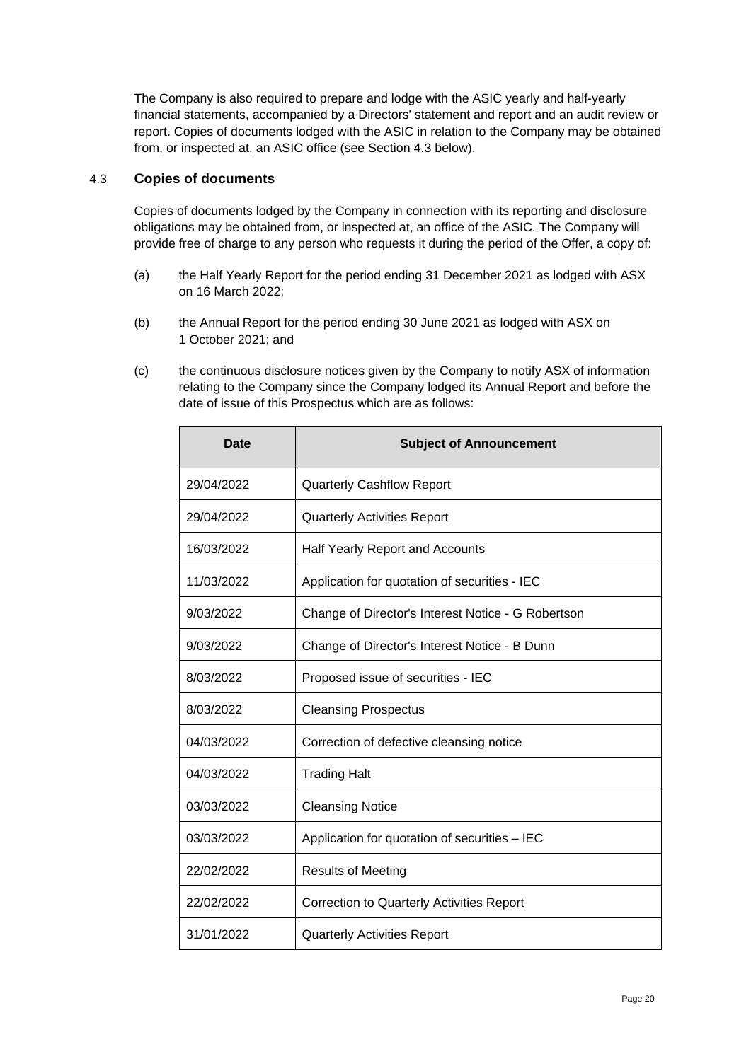The Company is also required to prepare and lodge with the ASIC yearly and half-yearly financial statements, accompanied by a Directors' statement and report and an audit review or report. Copies of documents lodged with the ASIC in relation to the Company may be obtained from, or inspected at, an ASIC office (see Section 4.3 below).

## 4.3 Copies of documents

Copies of documents lodged by the Company in connection with its reporting and disclosure obligations may be obtained from, or inspected at, an office of the ASIC. The Company will provide free of charge to any person who requests it during the period of the Offer, a copy of:

(a) the Half Yearly Report for the period ending 31 December 2021 as lodged with ASX on 16 March 2022;

(b) the Annual Report for the period ending 30 June 2021 as lodged with ASX on 1 October 2021; and

(c) the continuous disclosure notices given by the Company to notify ASX of information relating to the Company since the Company lodged its Annual Report and before the date of issue of this Prospectus which are as follows:

| Date | Subject of Announcement |
|---|---|
| 29/04/2022 | Quarterly Cashflow Report |
| 29/04/2022 | Quarterly Activities Report |
| 16/03/2022 | Half Yearly Report and Accounts |
| 11/03/2022 | Application for quotation of securities - IEC |
| 9/03/2022 | Change of Director's Interest Notice - G Robertson |
| 9/03/2022 | Change of Director's Interest Notice - B Dunn |
| 8/03/2022 | Proposed issue of securities - IEC |
| 8/03/2022 | Cleansing Prospectus |
| 04/03/2022 | Correction of defective cleansing notice |
| 04/03/2022 | Trading Halt |
| 03/03/2022 | Cleansing Notice |
| 03/03/2022 | Application for quotation of securities – IEC |
| 22/02/2022 | Results of Meeting |
| 22/02/2022 | Correction to Quarterly Activities Report |
| 31/01/2022 | Quarterly Activities Report |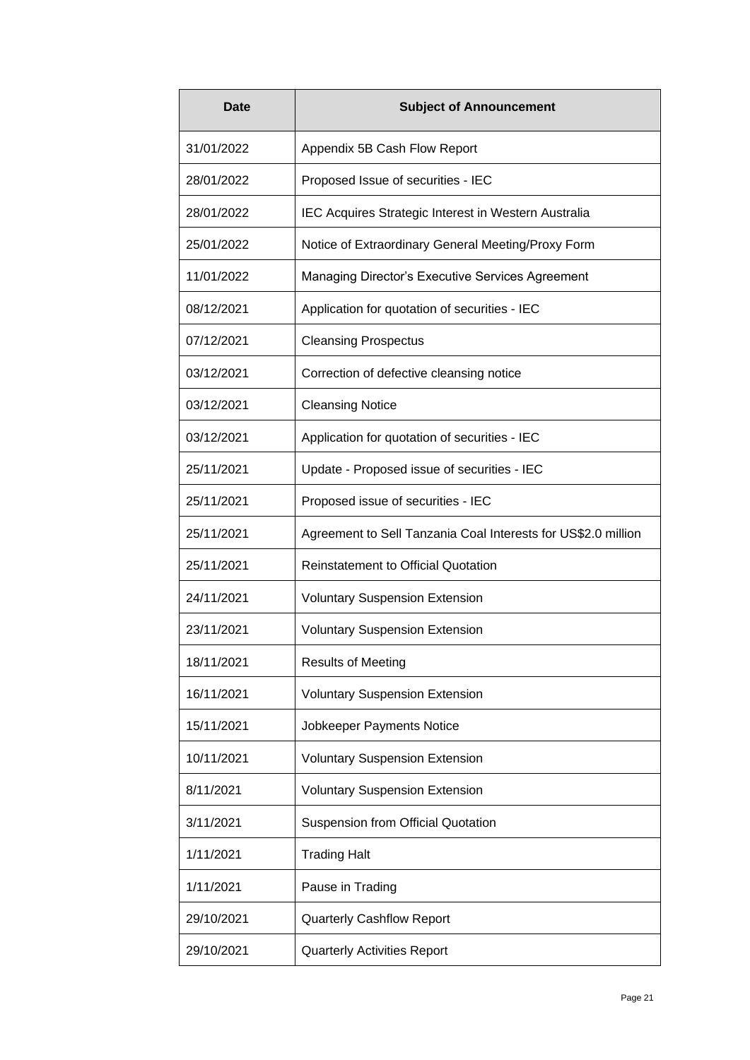| Date | Subject of Announcement |
|---|---|
| 31/01/2022 | Appendix 5B Cash Flow Report |
| 28/01/2022 | Proposed Issue of securities - IEC |
| 28/01/2022 | IEC Acquires Strategic Interest in Western Australia |
| 25/01/2022 | Notice of Extraordinary General Meeting/Proxy Form |
| 11/01/2022 | Managing Director's Executive Services Agreement |
| 08/12/2021 | Application for quotation of securities - IEC |
| 07/12/2021 | Cleansing Prospectus |
| 03/12/2021 | Correction of defective cleansing notice |
| 03/12/2021 | Cleansing Notice |
| 03/12/2021 | Application for quotation of securities - IEC |
| 25/11/2021 | Update - Proposed issue of securities - IEC |
| 25/11/2021 | Proposed issue of securities - IEC |
| 25/11/2021 | Agreement to Sell Tanzania Coal Interests for US$2.0 million |
| 25/11/2021 | Reinstatement to Official Quotation |
| 24/11/2021 | Voluntary Suspension Extension |
| 23/11/2021 | Voluntary Suspension Extension |
| 18/11/2021 | Results of Meeting |
| 16/11/2021 | Voluntary Suspension Extension |
| 15/11/2021 | Jobkeeper Payments Notice |
| 10/11/2021 | Voluntary Suspension Extension |
| 8/11/2021 | Voluntary Suspension Extension |
| 3/11/2021 | Suspension from Official Quotation |
| 1/11/2021 | Trading Halt |
| 1/11/2021 | Pause in Trading |
| 29/10/2021 | Quarterly Cashflow Report |
| 29/10/2021 | Quarterly Activities Report |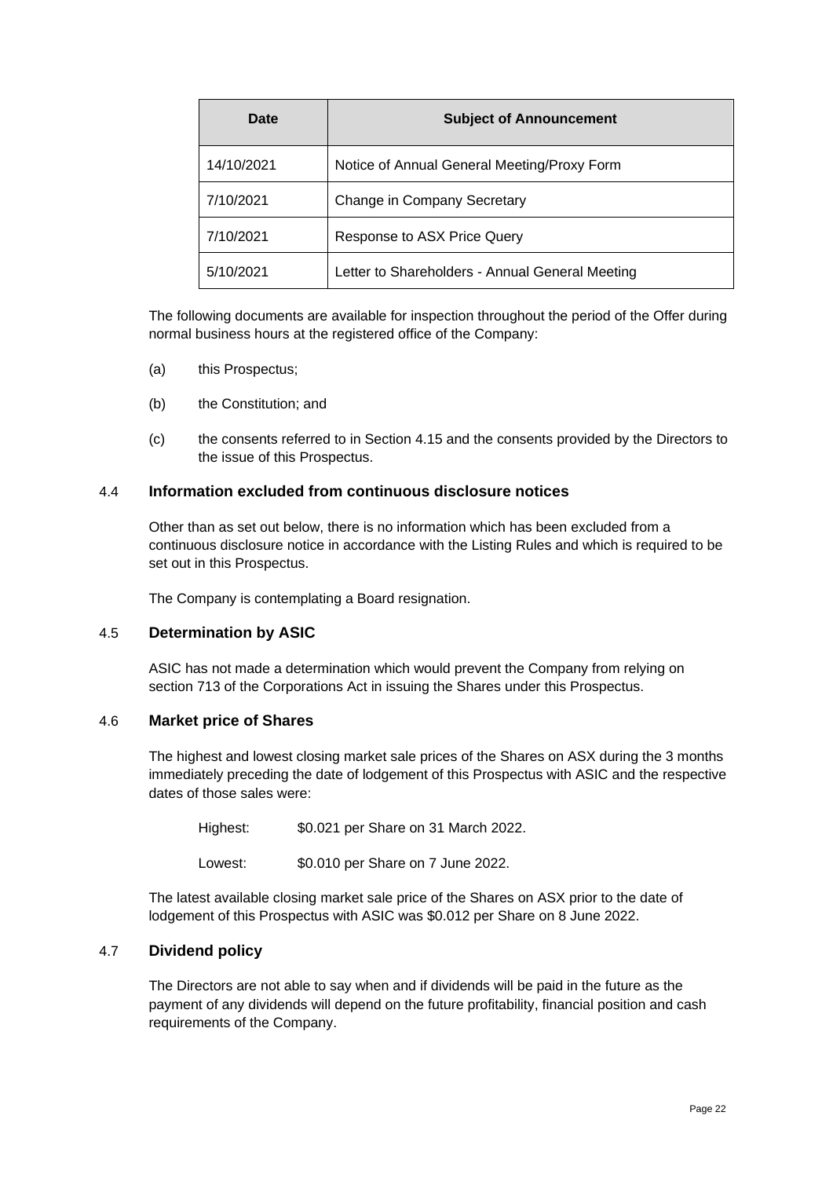| Date | Subject of Announcement |
| --- | --- |
| 14/10/2021 | Notice of Annual General Meeting/Proxy Form |
| 7/10/2021 | Change in Company Secretary |
| 7/10/2021 | Response to ASX Price Query |
| 5/10/2021 | Letter to Shareholders - Annual General Meeting |

The following documents are available for inspection throughout the period of the Offer during normal business hours at the registered office of the Company:

(a) this Prospectus;

(b) the Constitution; and

(c) the consents referred to in Section 4.15 and the consents provided by the Directors to the issue of this Prospectus.

## 4.4 Information excluded from continuous disclosure notices

Other than as set out below, there is no information which has been excluded from a continuous disclosure notice in accordance with the Listing Rules and which is required to be set out in this Prospectus.

The Company is contemplating a Board resignation.

## 4.5 Determination by ASIC

ASIC has not made a determination which would prevent the Company from relying on section 713 of the Corporations Act in issuing the Shares under this Prospectus.

## 4.6 Market price of Shares

The highest and lowest closing market sale prices of the Shares on ASX during the 3 months immediately preceding the date of lodgement of this Prospectus with ASIC and the respective dates of those sales were:

Highest: $0.021 per Share on 31 March 2022.

Lowest: $0.010 per Share on 7 June 2022.

The latest available closing market sale price of the Shares on ASX prior to the date of lodgement of this Prospectus with ASIC was $0.012 per Share on 8 June 2022.

## 4.7 Dividend policy

The Directors are not able to say when and if dividends will be paid in the future as the payment of any dividends will depend on the future profitability, financial position and cash requirements of the Company.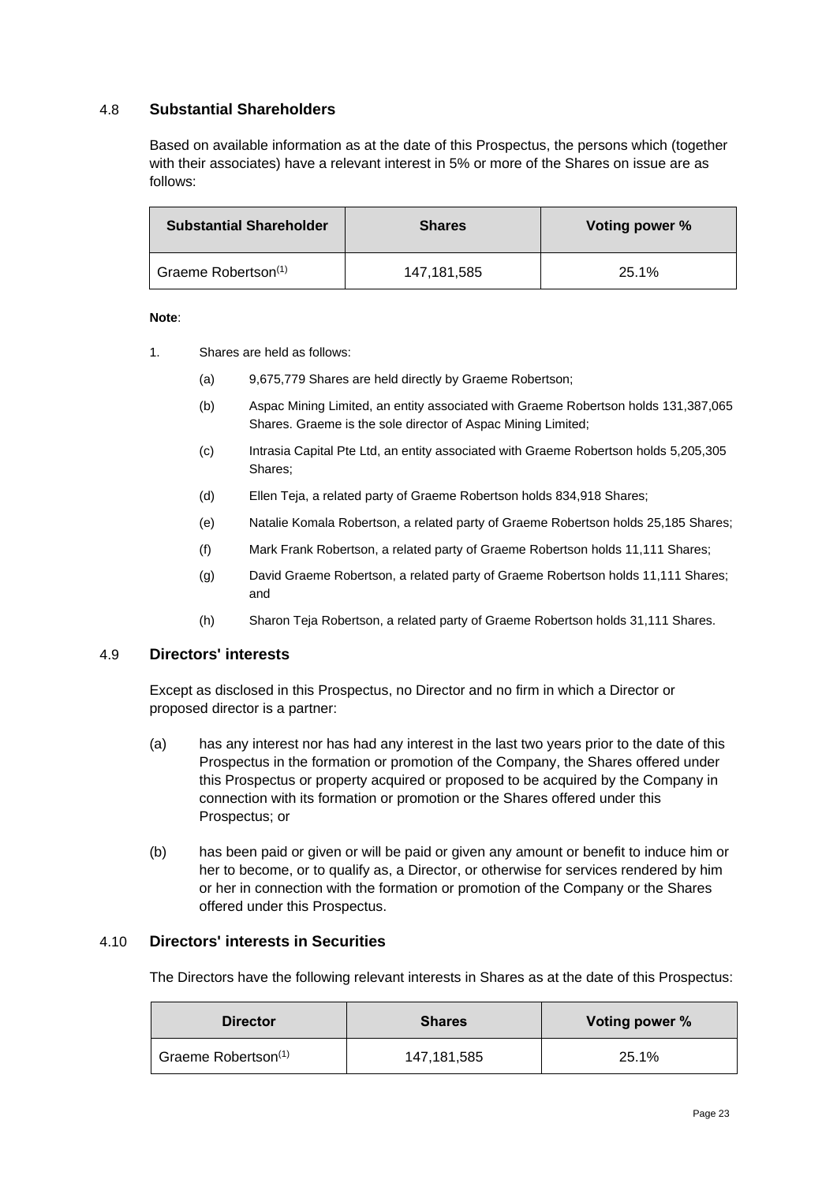### 4.8 Substantial Shareholders

Based on available information as at the date of this Prospectus, the persons which (together with their associates) have a relevant interest in 5% or more of the Shares on issue are as follows:

| Substantial Shareholder | Shares | Voting power % |
| --- | --- | --- |
| Graeme Robertson[(1)] | 147,181,585 | 25.1% |

**Note**:

1. Shares are held as follows:
   - (a) 9,675,779 Shares are held directly by Graeme Robertson;
   - (b) Aspac Mining Limited, an entity associated with Graeme Robertson holds 131,387,065 Shares. Graeme is the sole director of Aspac Mining Limited;
   - (c) Intrasia Capital Pte Ltd, an entity associated with Graeme Robertson holds 5,205,305 Shares;
   - (d) Ellen Teja, a related party of Graeme Robertson holds 834,918 Shares;
   - (e) Natalie Komala Robertson, a related party of Graeme Robertson holds 25,185 Shares;
   - (f) Mark Frank Robertson, a related party of Graeme Robertson holds 11,111 Shares;
   - (g) David Graeme Robertson, a related party of Graeme Robertson holds 11,111 Shares; and
   - (h) Sharon Teja Robertson, a related party of Graeme Robertson holds 31,111 Shares.

### 4.9 Directors' interests

Except as disclosed in this Prospectus, no Director and no firm in which a Director or proposed director is a partner:

(a) has any interest nor has had any interest in the last two years prior to the date of this Prospectus in the formation or promotion of the Company, the Shares offered under this Prospectus or property acquired or proposed to be acquired by the Company in connection with its formation or promotion or the Shares offered under this Prospectus; or

(b) has been paid or given or will be paid or given any amount or benefit to induce him or her to become, or to qualify as, a Director, or otherwise for services rendered by him or her in connection with the formation or promotion of the Company or the Shares offered under this Prospectus.

### 4.10 Directors' interests in Securities

The Directors have the following relevant interests in Shares as at the date of this Prospectus:

| Director | Shares | Voting power % |
| --- | --- | --- |
| Graeme Robertson[(1)] | 147,181,585 | 25.1% |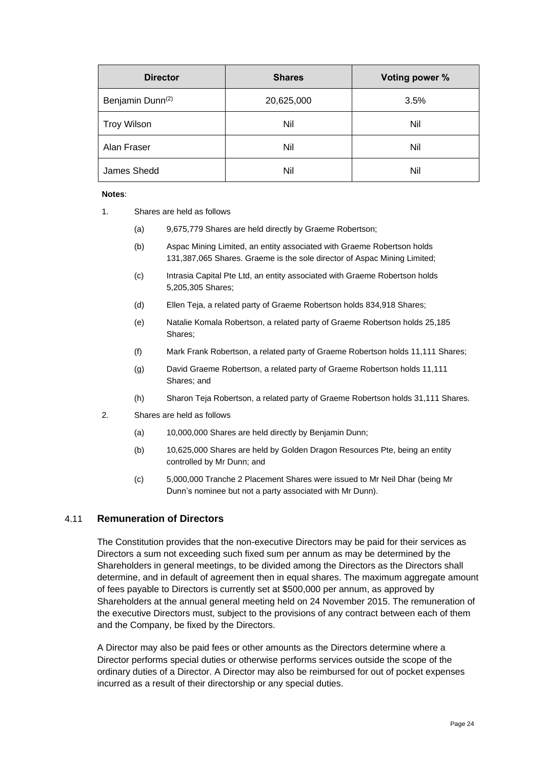| Director | Shares | Voting power % |
| --- | --- | --- |
| Benjamin Dunn[(2)] | 20,625,000 | 3.5% |
| Troy Wilson | Nil | Nil |
| Alan Fraser | Nil | Nil |
| James Shedd | Nil | Nil |

**Notes**:

1. Shares are held as follows
   (a) 9,675,779 Shares are held directly by Graeme Robertson;
   (b) Aspac Mining Limited, an entity associated with Graeme Robertson holds 131,387,065 Shares. Graeme is the sole director of Aspac Mining Limited;
   (c) Intrasia Capital Pte Ltd, an entity associated with Graeme Robertson holds 5,205,305 Shares;
   (d) Ellen Teja, a related party of Graeme Robertson holds 834,918 Shares;
   (e) Natalie Komala Robertson, a related party of Graeme Robertson holds 25,185 Shares;
   (f) Mark Frank Robertson, a related party of Graeme Robertson holds 11,111 Shares;
   (g) David Graeme Robertson, a related party of Graeme Robertson holds 11,111 Shares; and
   (h) Sharon Teja Robertson, a related party of Graeme Robertson holds 31,111 Shares.
2. Shares are held as follows
   (a) 10,000,000 Shares are held directly by Benjamin Dunn;
   (b) 10,625,000 Shares are held by Golden Dragon Resources Pte, being an entity controlled by Mr Dunn; and
   (c) 5,000,000 Tranche 2 Placement Shares were issued to Mr Neil Dhar (being Mr Dunn's nominee but not a party associated with Mr Dunn).

## 4.11 Remuneration of Directors

The Constitution provides that the non-executive Directors may be paid for their services as Directors a sum not exceeding such fixed sum per annum as may be determined by the Shareholders in general meetings, to be divided among the Directors as the Directors shall determine, and in default of agreement then in equal shares. The maximum aggregate amount of fees payable to Directors is currently set at $500,000 per annum, as approved by Shareholders at the annual general meeting held on 24 November 2015. The remuneration of the executive Directors must, subject to the provisions of any contract between each of them and the Company, be fixed by the Directors.

A Director may also be paid fees or other amounts as the Directors determine where a Director performs special duties or otherwise performs services outside the scope of the ordinary duties of a Director. A Director may also be reimbursed for out of pocket expenses incurred as a result of their directorship or any special duties.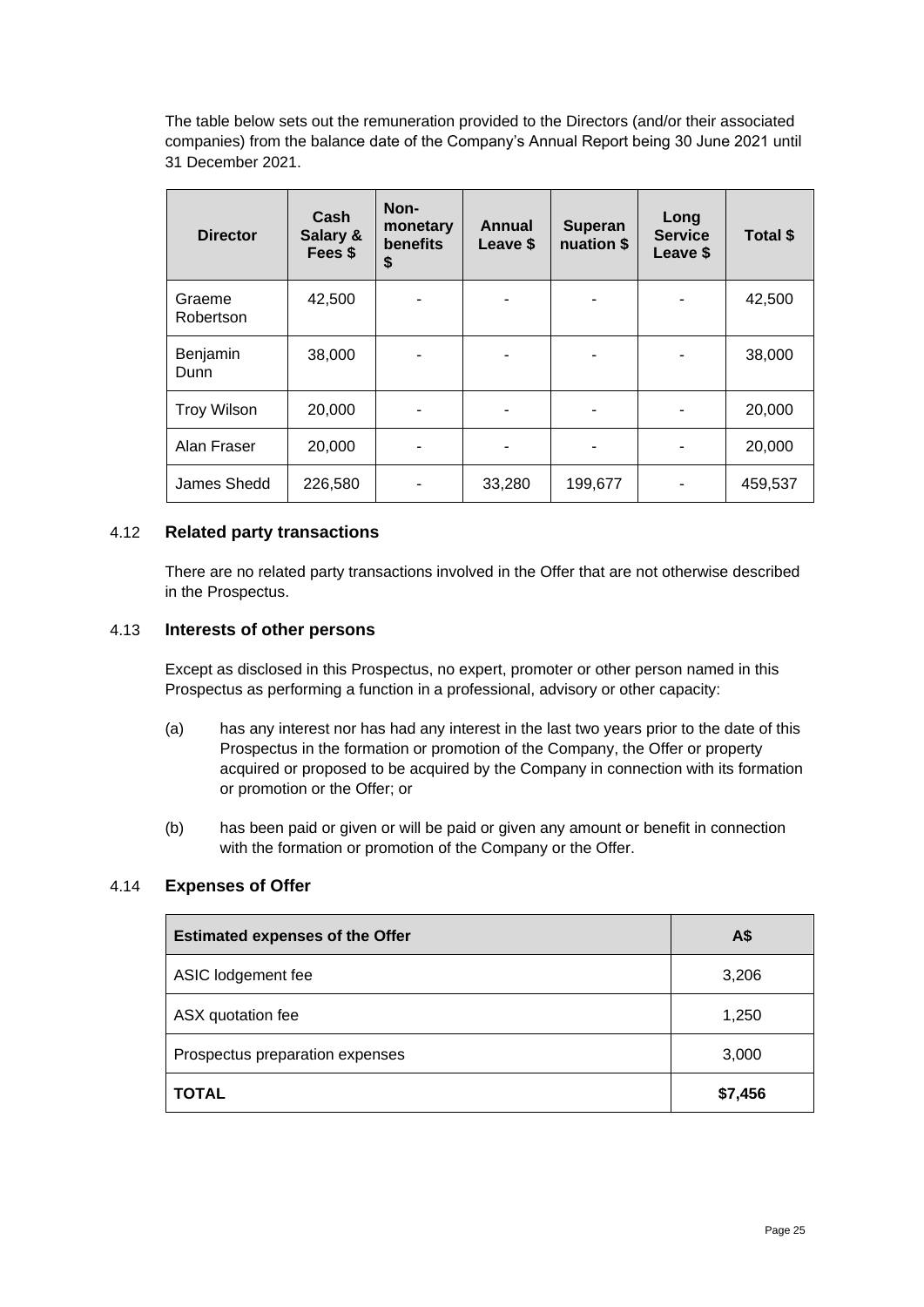The table below sets out the remuneration provided to the Directors (and/or their associated companies) from the balance date of the Company's Annual Report being 30 June 2021 until 31 December 2021.

| Director | Cash Salary & Fees $ | Non-monetary benefits $ | Annual Leave $ | Superannuation $ | Long Service Leave $ | Total $ |
|---|---|---|---|---|---|---|
| Graeme Robertson | 42,500 | - | - | - | - | 42,500 |
| Benjamin Dunn | 38,000 | - | - | - | - | 38,000 |
| Troy Wilson | 20,000 | - | - | - | - | 20,000 |
| Alan Fraser | 20,000 | - | - | - | - | 20,000 |
| James Shedd | 226,580 | - | 33,280 | 199,677 | - | 459,537 |

## 4.12 Related party transactions

There are no related party transactions involved in the Offer that are not otherwise described in the Prospectus.

## 4.13 Interests of other persons

Except as disclosed in this Prospectus, no expert, promoter or other person named in this Prospectus as performing a function in a professional, advisory or other capacity:

(a) has any interest nor has had any interest in the last two years prior to the date of this Prospectus in the formation or promotion of the Company, the Offer or property acquired or proposed to be acquired by the Company in connection with its formation or promotion or the Offer; or

(b) has been paid or given or will be paid or given any amount or benefit in connection with the formation or promotion of the Company or the Offer.

## 4.14 Expenses of Offer

| Estimated expenses of the Offer | A$ |
|---|---|
| ASIC lodgement fee | 3,206 |
| ASX quotation fee | 1,250 |
| Prospectus preparation expenses | 3,000 |
| **TOTAL** | **$7,456** |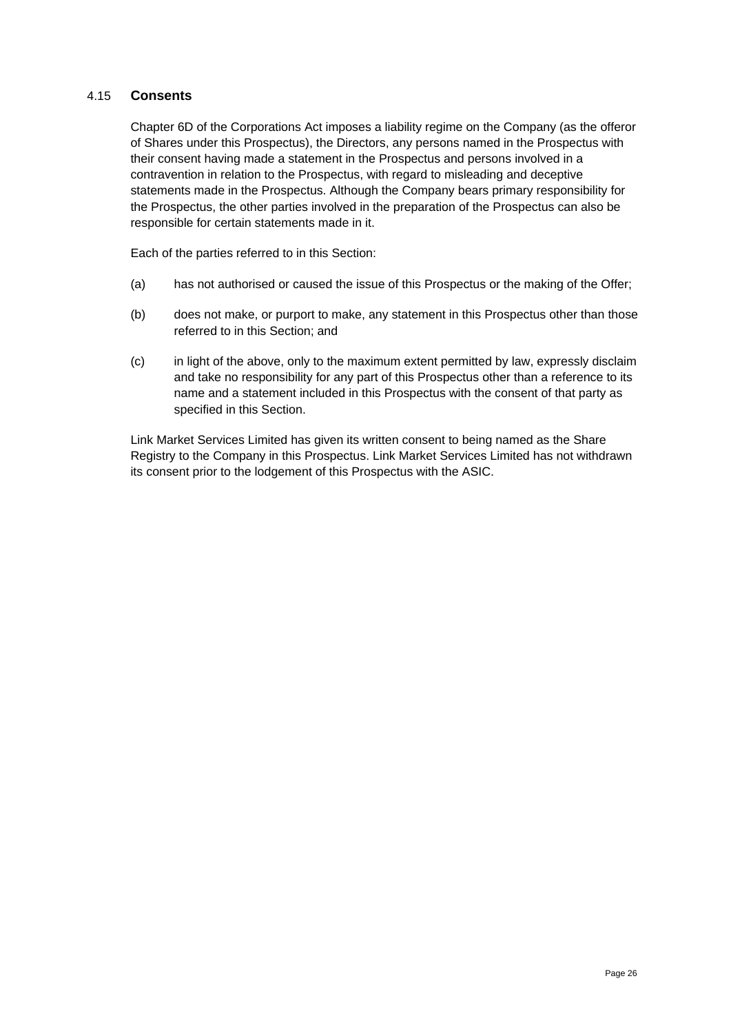## 4.15 Consents

Chapter 6D of the Corporations Act imposes a liability regime on the Company (as the offeror of Shares under this Prospectus), the Directors, any persons named in the Prospectus with their consent having made a statement in the Prospectus and persons involved in a contravention in relation to the Prospectus, with regard to misleading and deceptive statements made in the Prospectus. Although the Company bears primary responsibility for the Prospectus, the other parties involved in the preparation of the Prospectus can also be responsible for certain statements made in it.

Each of the parties referred to in this Section:

(a) has not authorised or caused the issue of this Prospectus or the making of the Offer;

(b) does not make, or purport to make, any statement in this Prospectus other than those referred to in this Section; and

(c) in light of the above, only to the maximum extent permitted by law, expressly disclaim and take no responsibility for any part of this Prospectus other than a reference to its name and a statement included in this Prospectus with the consent of that party as specified in this Section.

Link Market Services Limited has given its written consent to being named as the Share Registry to the Company in this Prospectus. Link Market Services Limited has not withdrawn its consent prior to the lodgement of this Prospectus with the ASIC.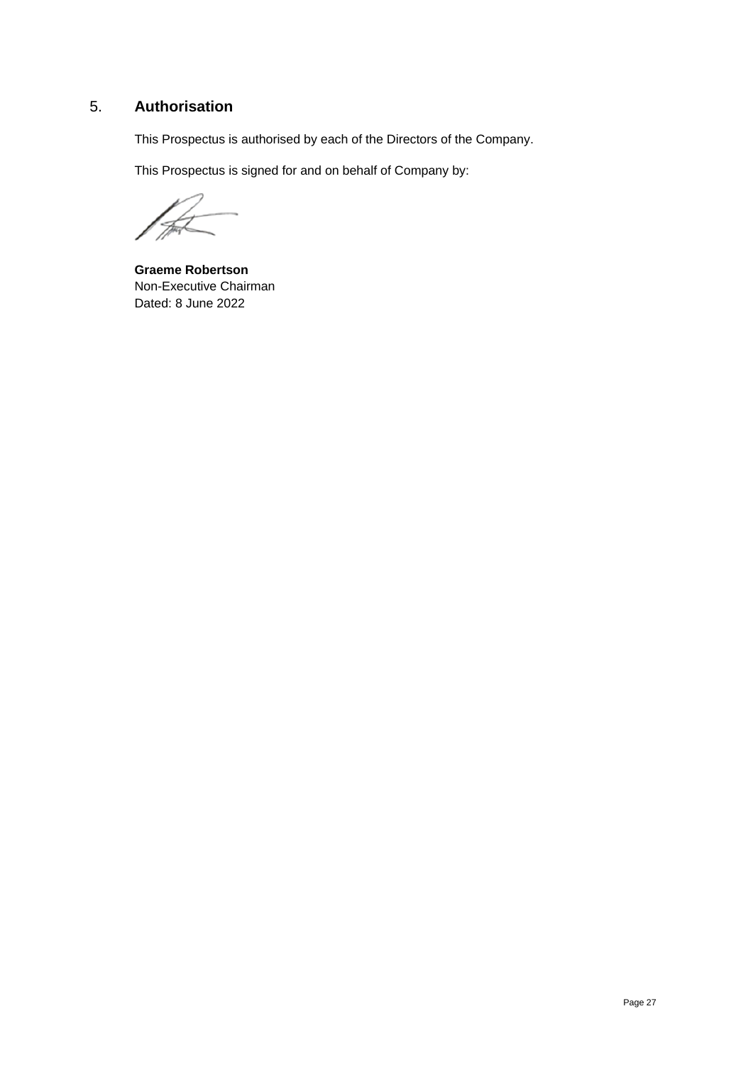## 5. **Authorisation**

This Prospectus is authorised by each of the Directors of the Company.

This Prospectus is signed for and on behalf of Company by:

**Graeme Robertson**
Non-Executive Chairman
Dated: 8 June 2022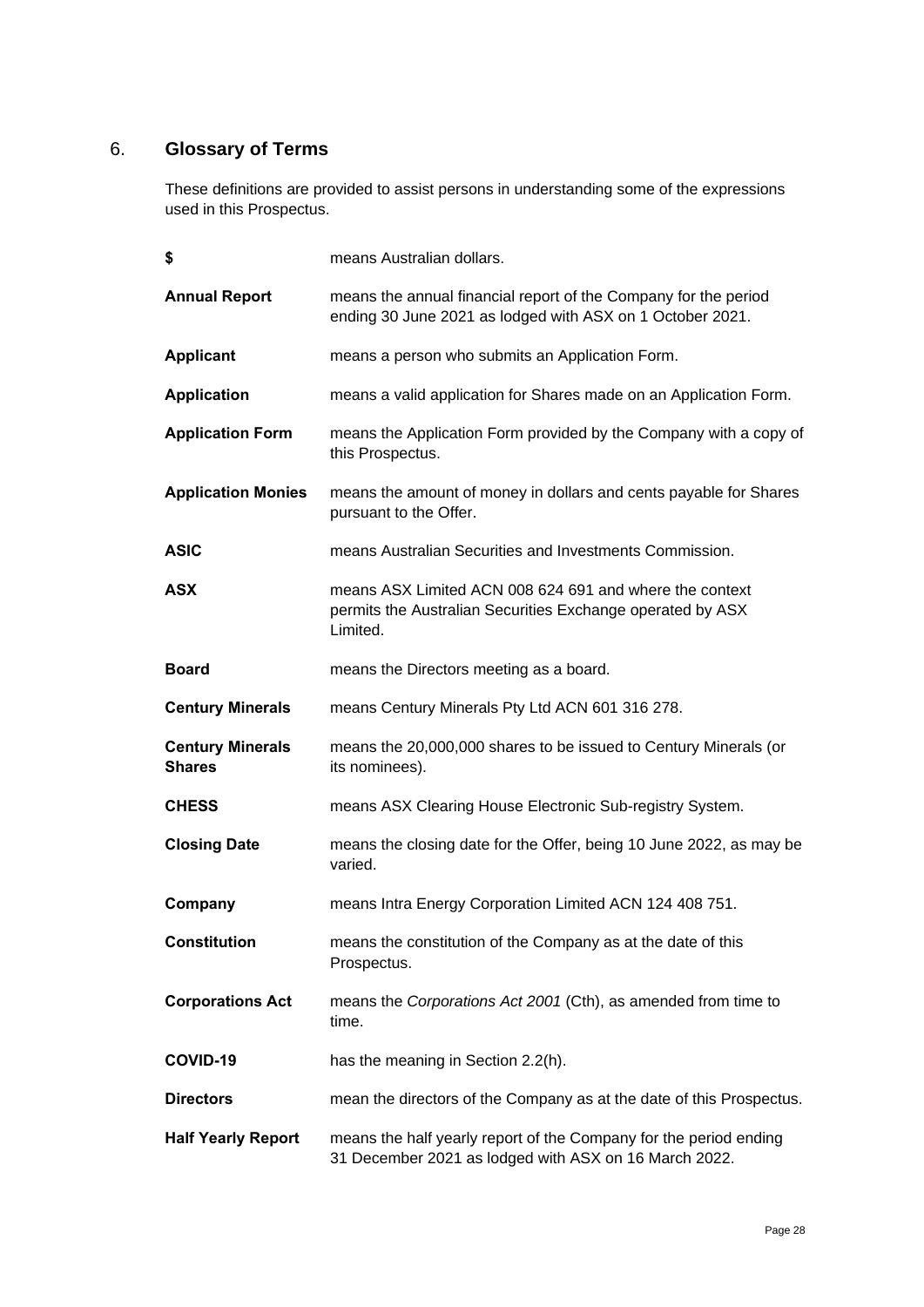## 6. Glossary of Terms

These definitions are provided to assist persons in understanding some of the expressions used in this Prospectus.

| | |
|---|---|
| **$** | means Australian dollars. |
| **Annual Report** | means the annual financial report of the Company for the period ending 30 June 2021 as lodged with ASX on 1 October 2021. |
| **Applicant** | means a person who submits an Application Form. |
| **Application** | means a valid application for Shares made on an Application Form. |
| **Application Form** | means the Application Form provided by the Company with a copy of this Prospectus. |
| **Application Monies** | means the amount of money in dollars and cents payable for Shares pursuant to the Offer. |
| **ASIC** | means Australian Securities and Investments Commission. |
| **ASX** | means ASX Limited ACN 008 624 691 and where the context permits the Australian Securities Exchange operated by ASX Limited. |
| **Board** | means the Directors meeting as a board. |
| **Century Minerals** | means Century Minerals Pty Ltd ACN 601 316 278. |
| **Century Minerals Shares** | means the 20,000,000 shares to be issued to Century Minerals (or its nominees). |
| **CHESS** | means ASX Clearing House Electronic Sub-registry System. |
| **Closing Date** | means the closing date for the Offer, being 10 June 2022, as may be varied. |
| **Company** | means Intra Energy Corporation Limited ACN 124 408 751. |
| **Constitution** | means the constitution of the Company as at the date of this Prospectus. |
| **Corporations Act** | means the *Corporations Act 2001* (Cth), as amended from time to time. |
| **COVID-19** | has the meaning in Section 2.2(h). |
| **Directors** | mean the directors of the Company as at the date of this Prospectus. |
| **Half Yearly Report** | means the half yearly report of the Company for the period ending 31 December 2021 as lodged with ASX on 16 March 2022. |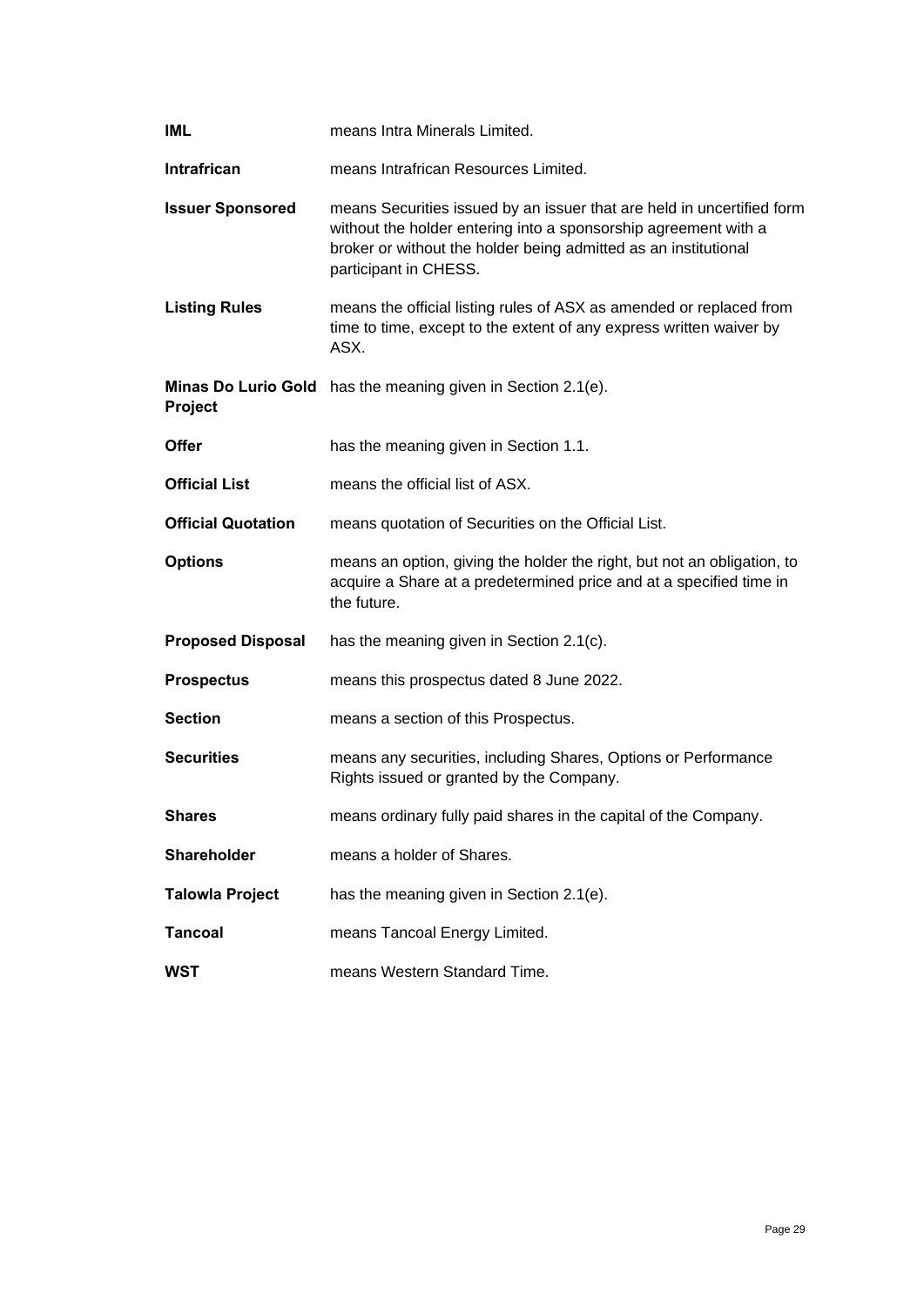| | |
|---|---|
| **IML** | means Intra Minerals Limited. |
| **Intrafrican** | means Intrafrican Resources Limited. |
| **Issuer Sponsored** | means Securities issued by an issuer that are held in uncertified form without the holder entering into a sponsorship agreement with a broker or without the holder being admitted as an institutional participant in CHESS. |
| **Listing Rules** | means the official listing rules of ASX as amended or replaced from time to time, except to the extent of any express written waiver by ASX. |
| **Minas Do Lurio Gold Project** | has the meaning given in Section 2.1(e). |
| **Offer** | has the meaning given in Section 1.1. |
| **Official List** | means the official list of ASX. |
| **Official Quotation** | means quotation of Securities on the Official List. |
| **Options** | means an option, giving the holder the right, but not an obligation, to acquire a Share at a predetermined price and at a specified time in the future. |
| **Proposed Disposal** | has the meaning given in Section 2.1(c). |
| **Prospectus** | means this prospectus dated 8 June 2022. |
| **Section** | means a section of this Prospectus. |
| **Securities** | means any securities, including Shares, Options or Performance Rights issued or granted by the Company. |
| **Shares** | means ordinary fully paid shares in the capital of the Company. |
| **Shareholder** | means a holder of Shares. |
| **Talowla Project** | has the meaning given in Section 2.1(e). |
| **Tancoal** | means Tancoal Energy Limited. |
| **WST** | means Western Standard Time. |